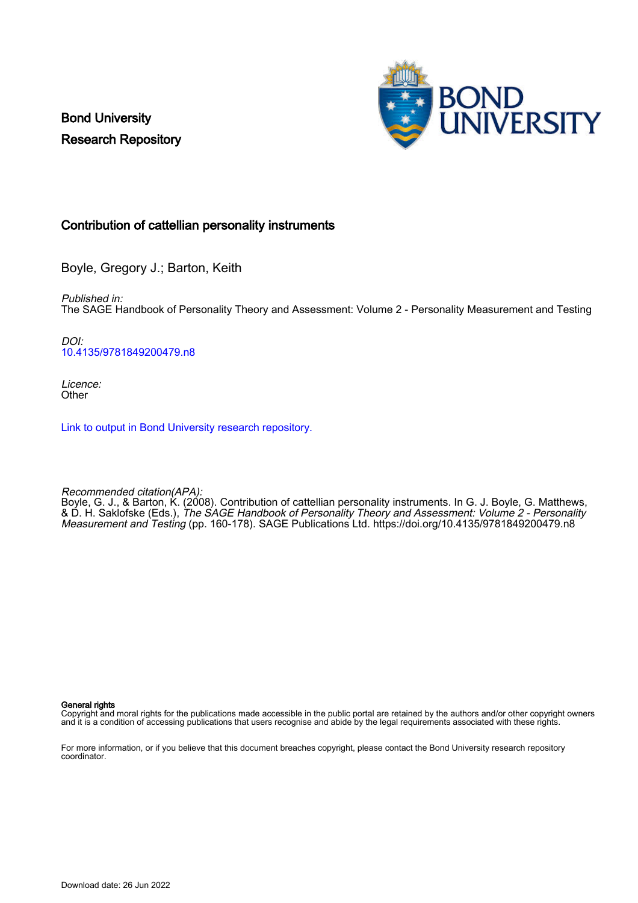Bond University
Research Repository

# Contribution of cattellian personality instruments

Boyle, Gregory J.; Barton, Keith

*Published in:*
The SAGE Handbook of Personality Theory and Assessment: Volume 2 - Personality Measurement and Testing

*DOI:*
10.4135/9781849200479.n8

*Licence:*
Other

Link to output in Bond University research repository.

*Recommended citation(APA):*
Boyle, G. J., & Barton, K. (2008). Contribution of cattellian personality instruments. In G. J. Boyle, G. Matthews, & D. H. Saklofske (Eds.), *The SAGE Handbook of Personality Theory and Assessment: Volume 2 - Personality Measurement and Testing* (pp. 160-178). SAGE Publications Ltd. https://doi.org/10.4135/9781849200479.n8

**General rights**
Copyright and moral rights for the publications made accessible in the public portal are retained by the authors and/or other copyright owners and it is a condition of accessing publications that users recognise and abide by the legal requirements associated with these rights.

For more information, or if you believe that this document breaches copyright, please contact the Bond University research repository coordinator.

Download date: 26 Jun 2022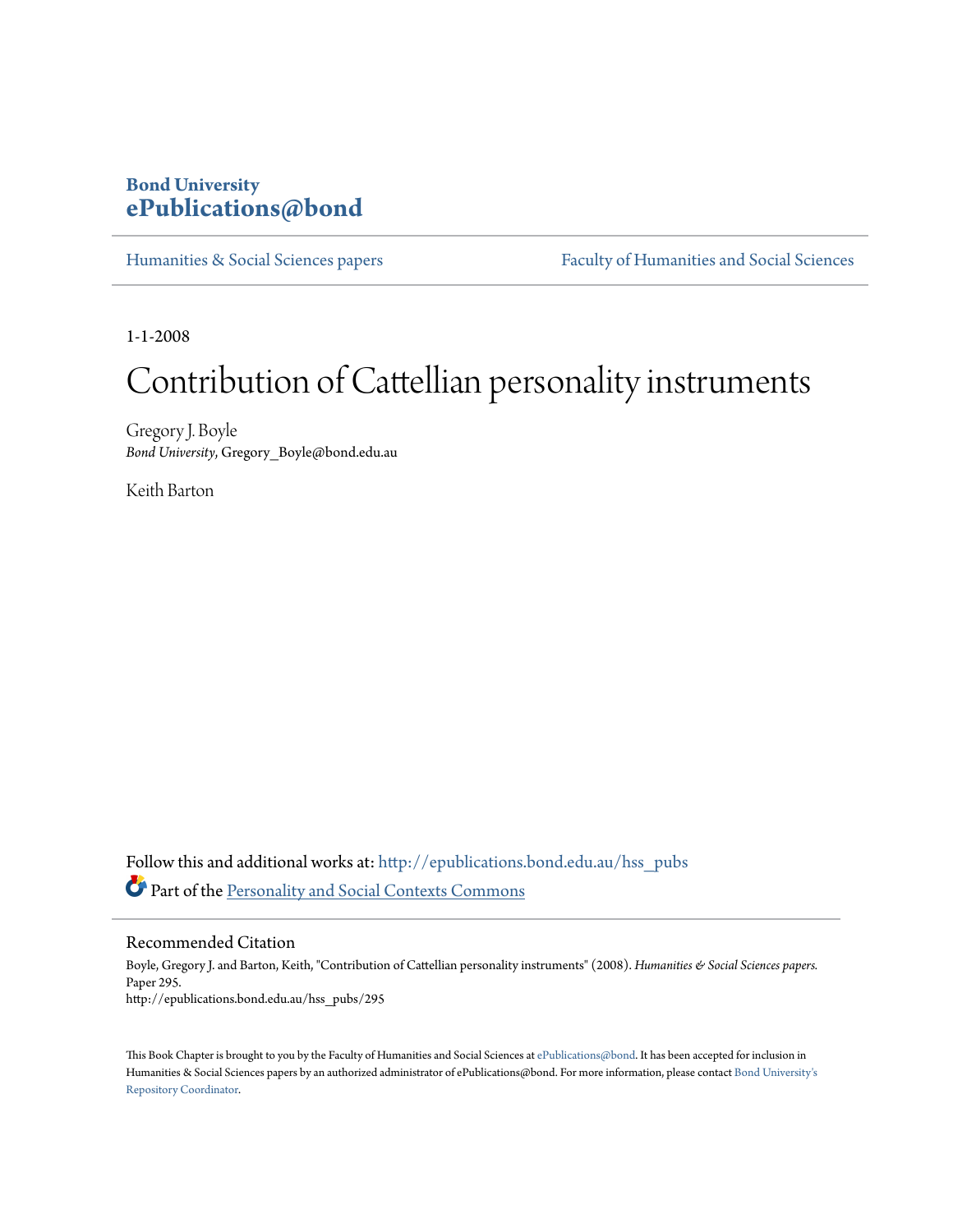Bond University
**ePublications@bond**

Humanities & Social Sciences papers | Faculty of Humanities and Social Sciences

1-1-2008

# Contribution of Cattellian personality instruments

Gregory J. Boyle
*Bond University*, Gregory_Boyle@bond.edu.au

Keith Barton

Follow this and additional works at: http://epublications.bond.edu.au/hss_pubs

Part of the Personality and Social Contexts Commons

## Recommended Citation

Boyle, Gregory J. and Barton, Keith, "Contribution of Cattellian personality instruments" (2008). *Humanities & Social Sciences papers.* Paper 295.
http://epublications.bond.edu.au/hss_pubs/295

This Book Chapter is brought to you by the Faculty of Humanities and Social Sciences at ePublications@bond. It has been accepted for inclusion in Humanities & Social Sciences papers by an authorized administrator of ePublications@bond. For more information, please contact Bond University's Repository Coordinator.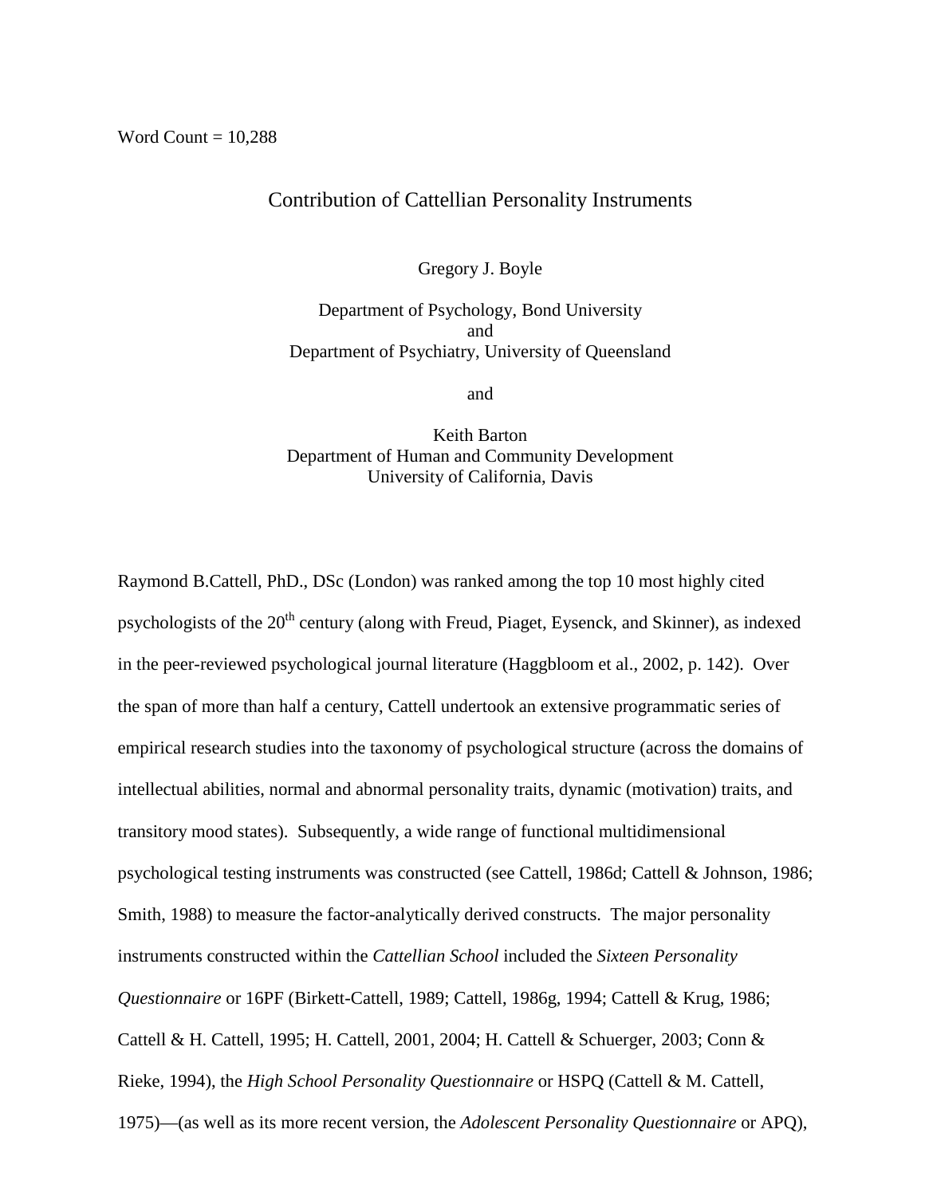Word Count = 10,288

# Contribution of Cattellian Personality Instruments

Gregory J. Boyle

Department of Psychology, Bond University
and
Department of Psychiatry, University of Queensland

and

Keith Barton
Department of Human and Community Development
University of California, Davis

Raymond B.Cattell, PhD., DSc (London) was ranked among the top 10 most highly cited psychologists of the 20th century (along with Freud, Piaget, Eysenck, and Skinner), as indexed in the peer-reviewed psychological journal literature (Haggbloom et al., 2002, p. 142). Over the span of more than half a century, Cattell undertook an extensive programmatic series of empirical research studies into the taxonomy of psychological structure (across the domains of intellectual abilities, normal and abnormal personality traits, dynamic (motivation) traits, and transitory mood states). Subsequently, a wide range of functional multidimensional psychological testing instruments was constructed (see Cattell, 1986d; Cattell & Johnson, 1986; Smith, 1988) to measure the factor-analytically derived constructs. The major personality instruments constructed within the *Cattellian School* included the *Sixteen Personality Questionnaire* or 16PF (Birkett-Cattell, 1989; Cattell, 1986g, 1994; Cattell & Krug, 1986; Cattell & H. Cattell, 1995; H. Cattell, 2001, 2004; H. Cattell & Schuerger, 2003; Conn & Rieke, 1994), the *High School Personality Questionnaire* or HSPQ (Cattell & M. Cattell, 1975)—(as well as its more recent version, the *Adolescent Personality Questionnaire* or APQ),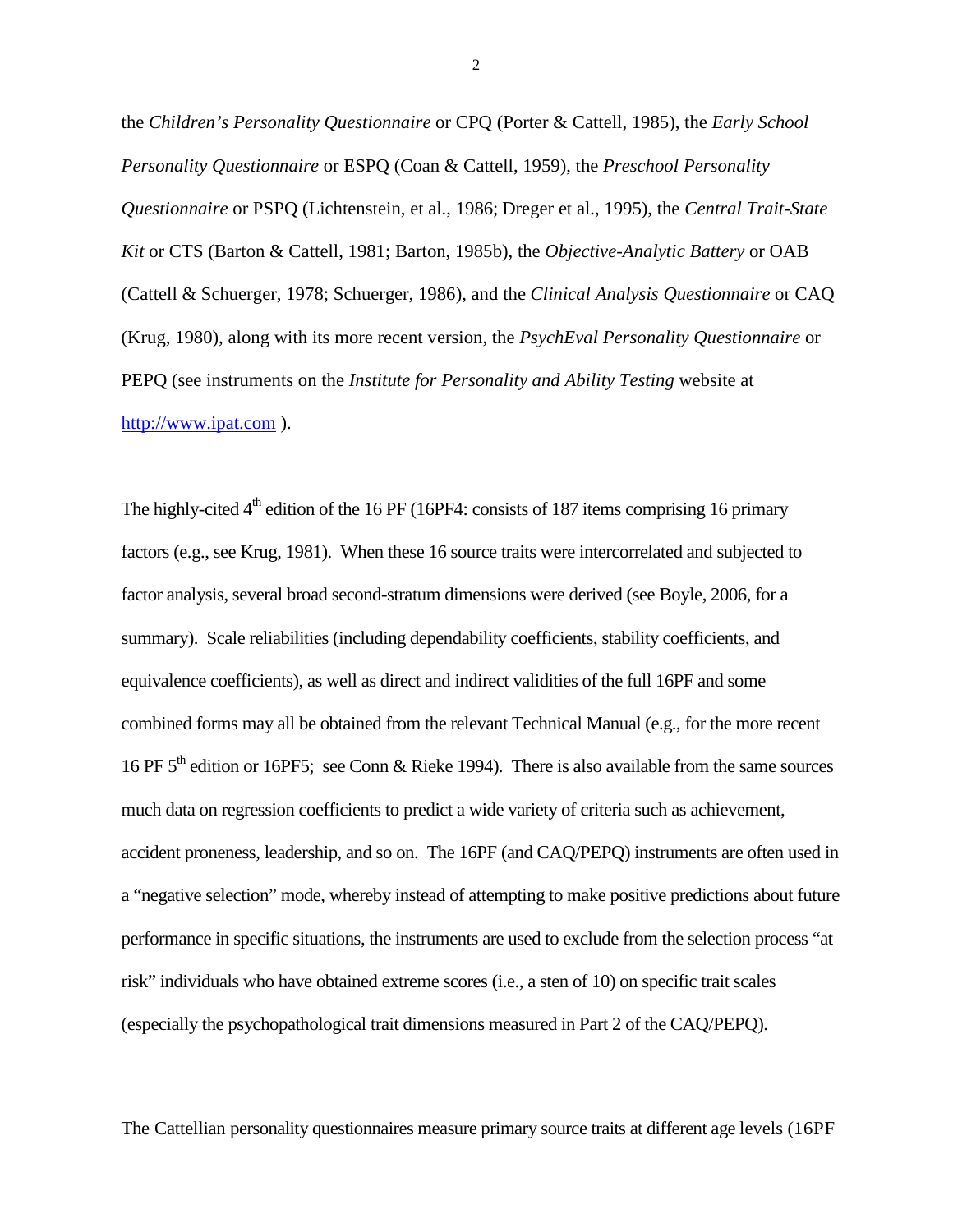the *Children's Personality Questionnaire* or CPQ (Porter & Cattell, 1985), the *Early School Personality Questionnaire* or ESPQ (Coan & Cattell, 1959), the *Preschool Personality Questionnaire* or PSPQ (Lichtenstein, et al., 1986; Dreger et al., 1995), the *Central Trait-State Kit* or CTS (Barton & Cattell, 1981; Barton, 1985b), the *Objective-Analytic Battery* or OAB (Cattell & Schuerger, 1978; Schuerger, 1986), and the *Clinical Analysis Questionnaire* or CAQ (Krug, 1980), along with its more recent version, the *PsychEval Personality Questionnaire* or PEPQ (see instruments on the *Institute for Personality and Ability Testing* website at http://www.ipat.com ).

The highly-cited 4th edition of the 16 PF (16PF4: consists of 187 items comprising 16 primary factors (e.g., see Krug, 1981). When these 16 source traits were intercorrelated and subjected to factor analysis, several broad second-stratum dimensions were derived (see Boyle, 2006, for a summary). Scale reliabilities (including dependability coefficients, stability coefficients, and equivalence coefficients), as well as direct and indirect validities of the full 16PF and some combined forms may all be obtained from the relevant Technical Manual (e.g., for the more recent 16 PF 5th edition or 16PF5; see Conn & Rieke 1994). There is also available from the same sources much data on regression coefficients to predict a wide variety of criteria such as achievement, accident proneness, leadership, and so on. The 16PF (and CAQ/PEPQ) instruments are often used in a "negative selection" mode, whereby instead of attempting to make positive predictions about future performance in specific situations, the instruments are used to exclude from the selection process "at risk" individuals who have obtained extreme scores (i.e., a sten of 10) on specific trait scales (especially the psychopathological trait dimensions measured in Part 2 of the CAQ/PEPQ).

The Cattellian personality questionnaires measure primary source traits at different age levels (16PF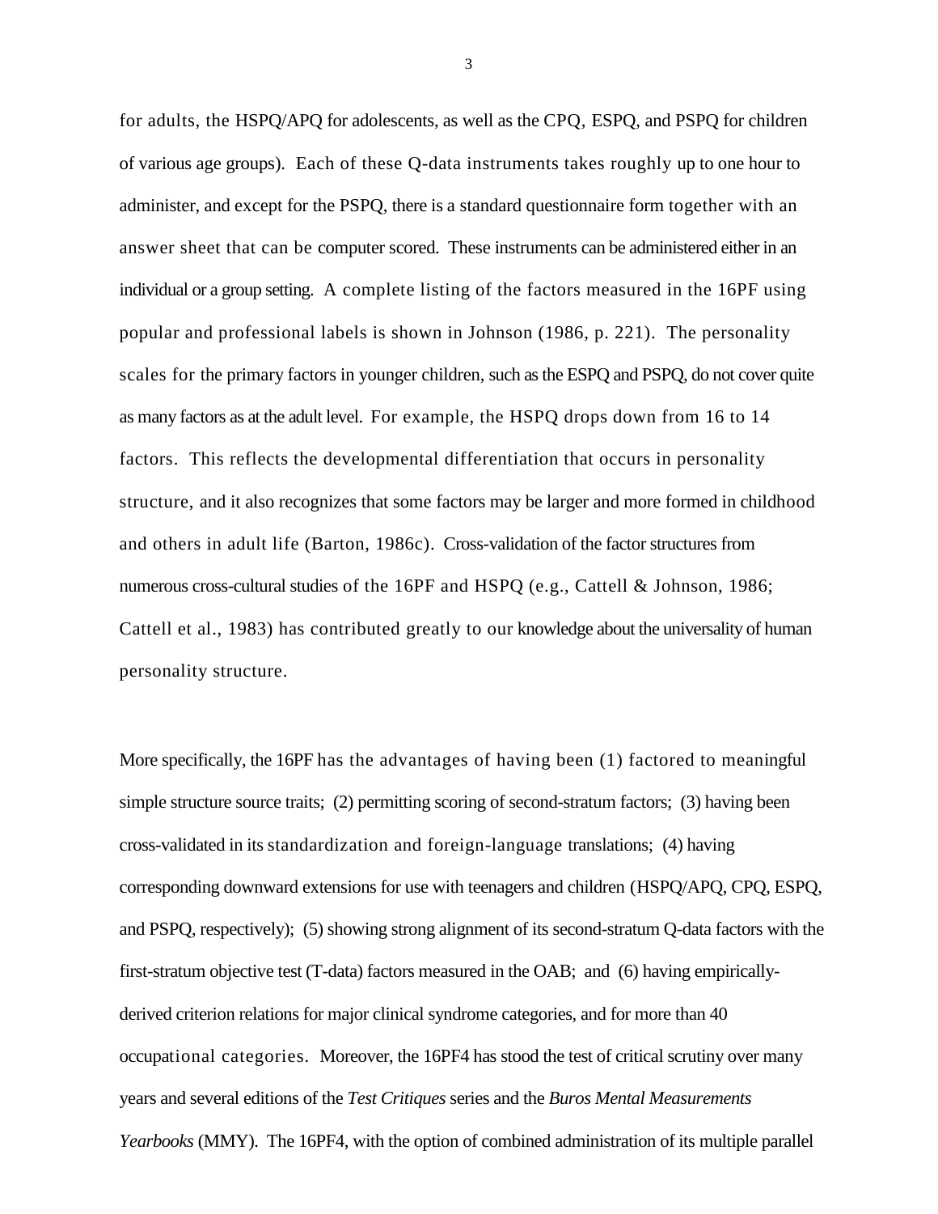for adults, the HSPQ/APQ for adolescents, as well as the CPQ, ESPQ, and PSPQ for children of various age groups). Each of these Q-data instruments takes roughly up to one hour to administer, and except for the PSPQ, there is a standard questionnaire form together with an answer sheet that can be computer scored. These instruments can be administered either in an individual or a group setting. A complete listing of the factors measured in the 16PF using popular and professional labels is shown in Johnson (1986, p. 221). The personality scales for the primary factors in younger children, such as the ESPQ and PSPQ, do not cover quite as many factors as at the adult level. For example, the HSPQ drops down from 16 to 14 factors. This reflects the developmental differentiation that occurs in personality structure, and it also recognizes that some factors may be larger and more formed in childhood and others in adult life (Barton, 1986c). Cross-validation of the factor structures from numerous cross-cultural studies of the 16PF and HSPQ (e.g., Cattell & Johnson, 1986; Cattell et al., 1983) has contributed greatly to our knowledge about the universality of human personality structure.

More specifically, the 16PF has the advantages of having been (1) factored to meaningful simple structure source traits; (2) permitting scoring of second-stratum factors; (3) having been cross-validated in its standardization and foreign-language translations; (4) having corresponding downward extensions for use with teenagers and children (HSPQ/APQ, CPQ, ESPQ, and PSPQ, respectively); (5) showing strong alignment of its second-stratum Q-data factors with the first-stratum objective test (T-data) factors measured in the OAB; and (6) having empirically-derived criterion relations for major clinical syndrome categories, and for more than 40 occupational categories. Moreover, the 16PF4 has stood the test of critical scrutiny over many years and several editions of the *Test Critiques* series and the *Buros Mental Measurements Yearbooks* (MMY). The 16PF4, with the option of combined administration of its multiple parallel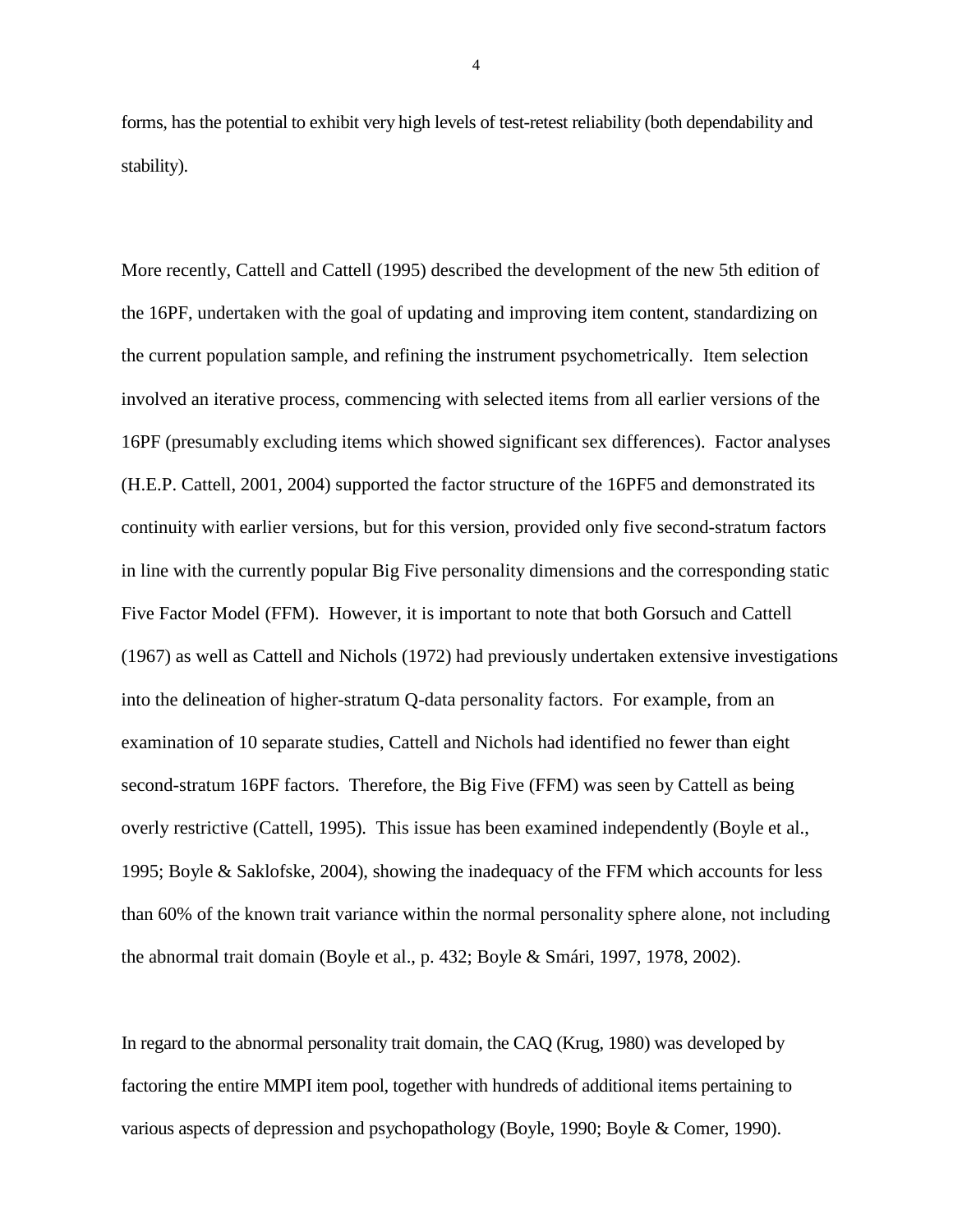forms, has the potential to exhibit very high levels of test-retest reliability (both dependability and stability).

More recently, Cattell and Cattell (1995) described the development of the new 5th edition of the 16PF, undertaken with the goal of updating and improving item content, standardizing on the current population sample, and refining the instrument psychometrically. Item selection involved an iterative process, commencing with selected items from all earlier versions of the 16PF (presumably excluding items which showed significant sex differences). Factor analyses (H.E.P. Cattell, 2001, 2004) supported the factor structure of the 16PF5 and demonstrated its continuity with earlier versions, but for this version, provided only five second-stratum factors in line with the currently popular Big Five personality dimensions and the corresponding static Five Factor Model (FFM). However, it is important to note that both Gorsuch and Cattell (1967) as well as Cattell and Nichols (1972) had previously undertaken extensive investigations into the delineation of higher-stratum Q-data personality factors. For example, from an examination of 10 separate studies, Cattell and Nichols had identified no fewer than eight second-stratum 16PF factors. Therefore, the Big Five (FFM) was seen by Cattell as being overly restrictive (Cattell, 1995). This issue has been examined independently (Boyle et al., 1995; Boyle & Saklofske, 2004), showing the inadequacy of the FFM which accounts for less than 60% of the known trait variance within the normal personality sphere alone, not including the abnormal trait domain (Boyle et al., p. 432; Boyle & Smári, 1997, 1978, 2002).

In regard to the abnormal personality trait domain, the CAQ (Krug, 1980) was developed by factoring the entire MMPI item pool, together with hundreds of additional items pertaining to various aspects of depression and psychopathology (Boyle, 1990; Boyle & Comer, 1990).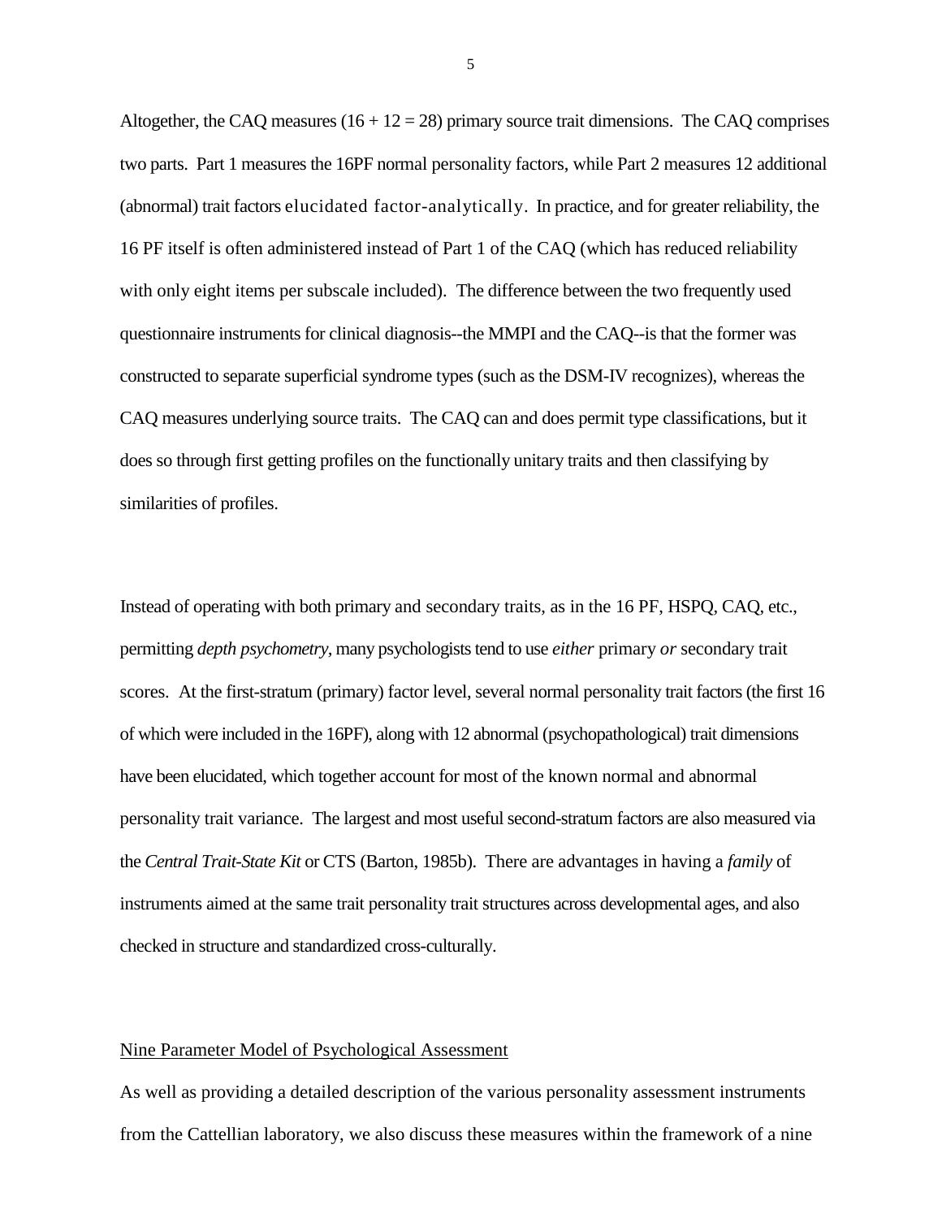Altogether, the CAQ measures (16 + 12 = 28) primary source trait dimensions. The CAQ comprises two parts. Part 1 measures the 16PF normal personality factors, while Part 2 measures 12 additional (abnormal) trait factors elucidated factor-analytically. In practice, and for greater reliability, the 16 PF itself is often administered instead of Part 1 of the CAQ (which has reduced reliability with only eight items per subscale included). The difference between the two frequently used questionnaire instruments for clinical diagnosis--the MMPI and the CAQ--is that the former was constructed to separate superficial syndrome types (such as the DSM-IV recognizes), whereas the CAQ measures underlying source traits. The CAQ can and does permit type classifications, but it does so through first getting profiles on the functionally unitary traits and then classifying by similarities of profiles.

Instead of operating with both primary and secondary traits, as in the 16 PF, HSPQ, CAQ, etc., permitting *depth psychometry*, many psychologists tend to use *either* primary *or* secondary trait scores. At the first-stratum (primary) factor level, several normal personality trait factors (the first 16 of which were included in the 16PF), along with 12 abnormal (psychopathological) trait dimensions have been elucidated, which together account for most of the known normal and abnormal personality trait variance. The largest and most useful second-stratum factors are also measured via the *Central Trait-State Kit* or CTS (Barton, 1985b). There are advantages in having a *family* of instruments aimed at the same trait personality trait structures across developmental ages, and also checked in structure and standardized cross-culturally.

## Nine Parameter Model of Psychological Assessment

As well as providing a detailed description of the various personality assessment instruments from the Cattellian laboratory, we also discuss these measures within the framework of a nine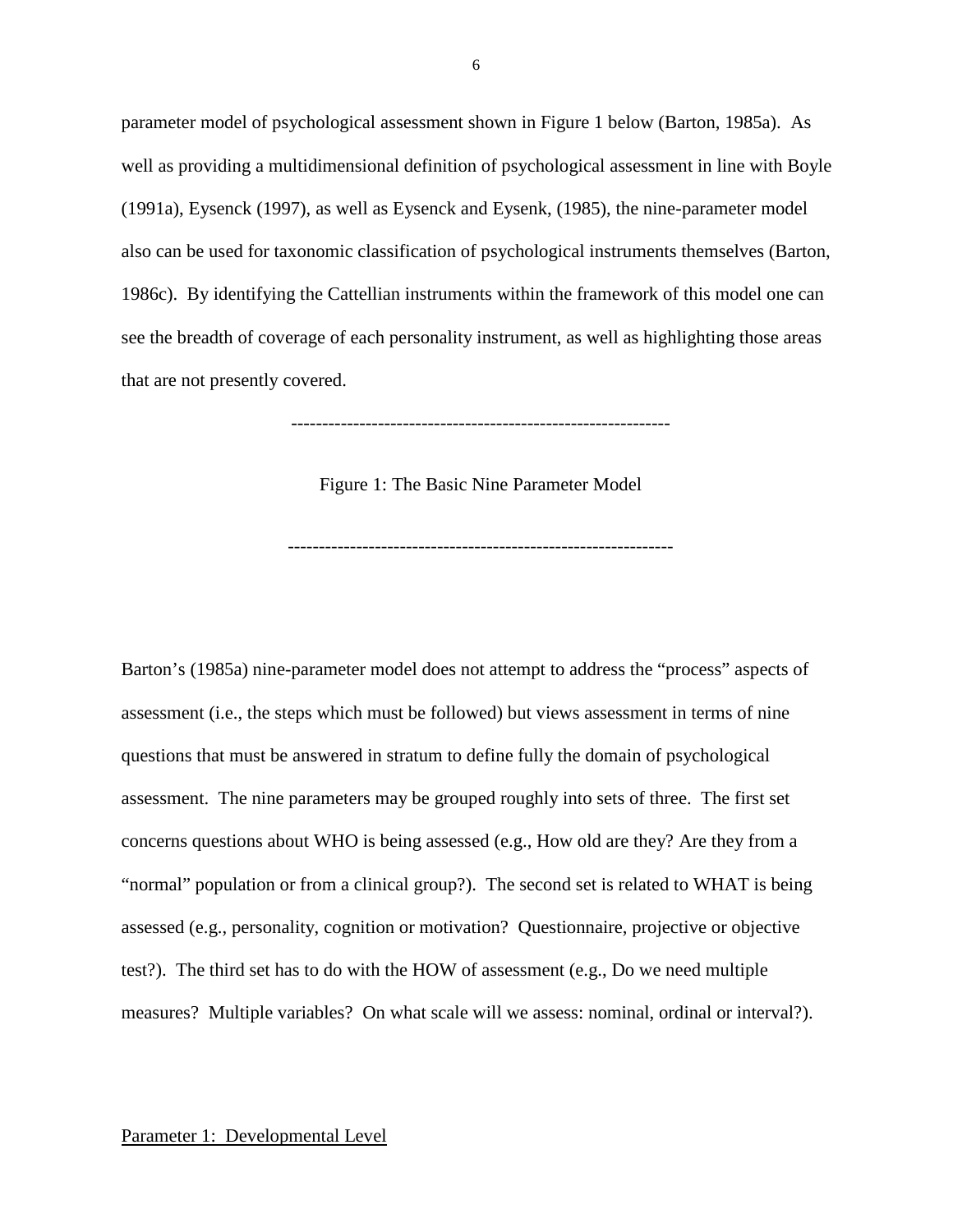parameter model of psychological assessment shown in Figure 1 below (Barton, 1985a). As well as providing a multidimensional definition of psychological assessment in line with Boyle (1991a), Eysenck (1997), as well as Eysenck and Eysenk, (1985), the nine-parameter model also can be used for taxonomic classification of psychological instruments themselves (Barton, 1986c). By identifying the Cattellian instruments within the framework of this model one can see the breadth of coverage of each personality instrument, as well as highlighting those areas that are not presently covered.

------------------------------------------------------------

Figure 1: The Basic Nine Parameter Model

------------------------------------------------------------

Barton's (1985a) nine-parameter model does not attempt to address the "process" aspects of assessment (i.e., the steps which must be followed) but views assessment in terms of nine questions that must be answered in stratum to define fully the domain of psychological assessment. The nine parameters may be grouped roughly into sets of three. The first set concerns questions about WHO is being assessed (e.g., How old are they? Are they from a "normal" population or from a clinical group?). The second set is related to WHAT is being assessed (e.g., personality, cognition or motivation? Questionnaire, projective or objective test?). The third set has to do with the HOW of assessment (e.g., Do we need multiple measures? Multiple variables? On what scale will we assess: nominal, ordinal or interval?).

<u>Parameter 1: Developmental Level</u>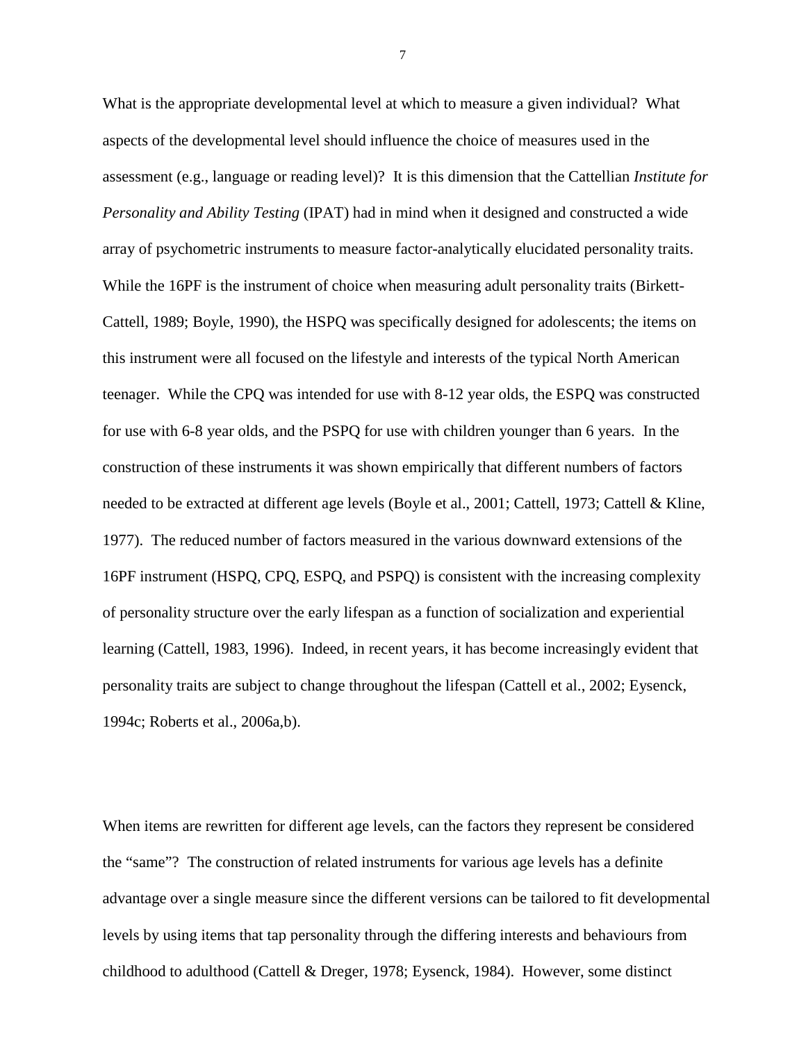What is the appropriate developmental level at which to measure a given individual? What aspects of the developmental level should influence the choice of measures used in the assessment (e.g., language or reading level)? It is this dimension that the Cattellian *Institute for Personality and Ability Testing* (IPAT) had in mind when it designed and constructed a wide array of psychometric instruments to measure factor-analytically elucidated personality traits. While the 16PF is the instrument of choice when measuring adult personality traits (Birkett-Cattell, 1989; Boyle, 1990), the HSPQ was specifically designed for adolescents; the items on this instrument were all focused on the lifestyle and interests of the typical North American teenager. While the CPQ was intended for use with 8-12 year olds, the ESPQ was constructed for use with 6-8 year olds, and the PSPQ for use with children younger than 6 years. In the construction of these instruments it was shown empirically that different numbers of factors needed to be extracted at different age levels (Boyle et al., 2001; Cattell, 1973; Cattell & Kline, 1977). The reduced number of factors measured in the various downward extensions of the 16PF instrument (HSPQ, CPQ, ESPQ, and PSPQ) is consistent with the increasing complexity of personality structure over the early lifespan as a function of socialization and experiential learning (Cattell, 1983, 1996). Indeed, in recent years, it has become increasingly evident that personality traits are subject to change throughout the lifespan (Cattell et al., 2002; Eysenck, 1994c; Roberts et al., 2006a,b).

When items are rewritten for different age levels, can the factors they represent be considered the "same"? The construction of related instruments for various age levels has a definite advantage over a single measure since the different versions can be tailored to fit developmental levels by using items that tap personality through the differing interests and behaviours from childhood to adulthood (Cattell & Dreger, 1978; Eysenck, 1984). However, some distinct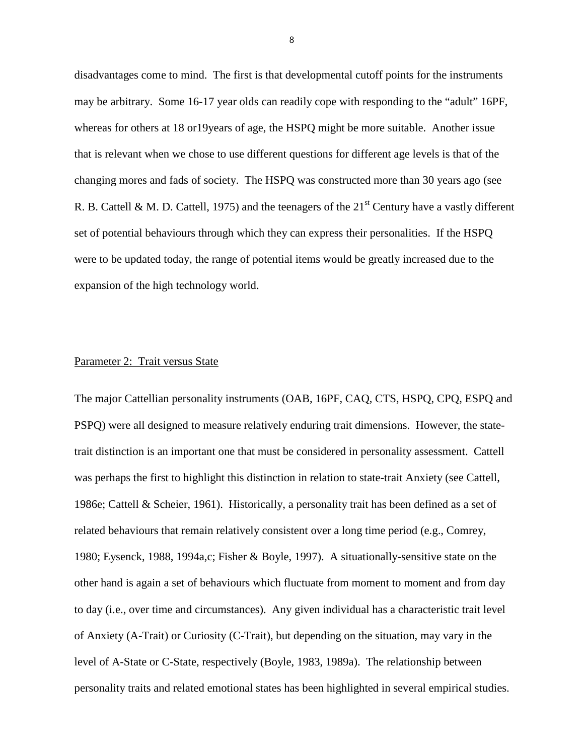disadvantages come to mind. The first is that developmental cutoff points for the instruments may be arbitrary. Some 16-17 year olds can readily cope with responding to the "adult" 16PF, whereas for others at 18 or19years of age, the HSPQ might be more suitable. Another issue that is relevant when we chose to use different questions for different age levels is that of the changing mores and fads of society. The HSPQ was constructed more than 30 years ago (see R. B. Cattell & M. D. Cattell, 1975) and the teenagers of the 21st Century have a vastly different set of potential behaviours through which they can express their personalities. If the HSPQ were to be updated today, the range of potential items would be greatly increased due to the expansion of the high technology world.

## Parameter 2: Trait versus State

The major Cattellian personality instruments (OAB, 16PF, CAQ, CTS, HSPQ, CPQ, ESPQ and PSPQ) were all designed to measure relatively enduring trait dimensions. However, the state-trait distinction is an important one that must be considered in personality assessment. Cattell was perhaps the first to highlight this distinction in relation to state-trait Anxiety (see Cattell, 1986e; Cattell & Scheier, 1961). Historically, a personality trait has been defined as a set of related behaviours that remain relatively consistent over a long time period (e.g., Comrey, 1980; Eysenck, 1988, 1994a,c; Fisher & Boyle, 1997). A situationally-sensitive state on the other hand is again a set of behaviours which fluctuate from moment to moment and from day to day (i.e., over time and circumstances). Any given individual has a characteristic trait level of Anxiety (A-Trait) or Curiosity (C-Trait), but depending on the situation, may vary in the level of A-State or C-State, respectively (Boyle, 1983, 1989a). The relationship between personality traits and related emotional states has been highlighted in several empirical studies.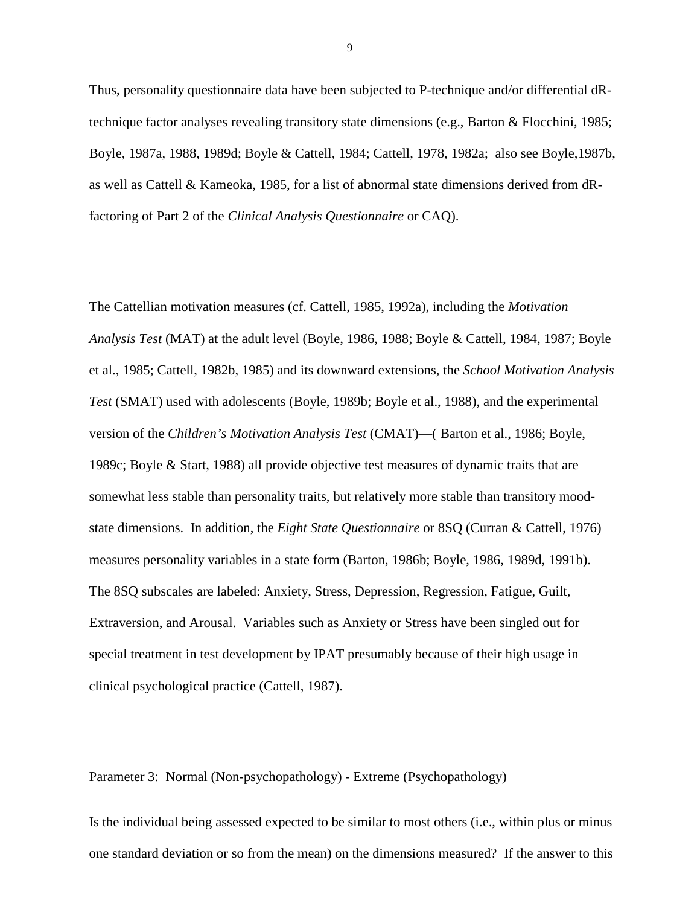Thus, personality questionnaire data have been subjected to P-technique and/or differential dR-technique factor analyses revealing transitory state dimensions (e.g., Barton & Flocchini, 1985; Boyle, 1987a, 1988, 1989d; Boyle & Cattell, 1984; Cattell, 1978, 1982a; also see Boyle,1987b, as well as Cattell & Kameoka, 1985, for a list of abnormal state dimensions derived from dR-factoring of Part 2 of the *Clinical Analysis Questionnaire* or CAQ).

The Cattellian motivation measures (cf. Cattell, 1985, 1992a), including the *Motivation Analysis Test* (MAT) at the adult level (Boyle, 1986, 1988; Boyle & Cattell, 1984, 1987; Boyle et al., 1985; Cattell, 1982b, 1985) and its downward extensions, the *School Motivation Analysis Test* (SMAT) used with adolescents (Boyle, 1989b; Boyle et al., 1988), and the experimental version of the *Children's Motivation Analysis Test* (CMAT)—( Barton et al., 1986; Boyle, 1989c; Boyle & Start, 1988) all provide objective test measures of dynamic traits that are somewhat less stable than personality traits, but relatively more stable than transitory mood-state dimensions. In addition, the *Eight State Questionnaire* or 8SQ (Curran & Cattell, 1976) measures personality variables in a state form (Barton, 1986b; Boyle, 1986, 1989d, 1991b). The 8SQ subscales are labeled: Anxiety, Stress, Depression, Regression, Fatigue, Guilt, Extraversion, and Arousal. Variables such as Anxiety or Stress have been singled out for special treatment in test development by IPAT presumably because of their high usage in clinical psychological practice (Cattell, 1987).

## Parameter 3: Normal (Non-psychopathology) - Extreme (Psychopathology)

Is the individual being assessed expected to be similar to most others (i.e., within plus or minus one standard deviation or so from the mean) on the dimensions measured? If the answer to this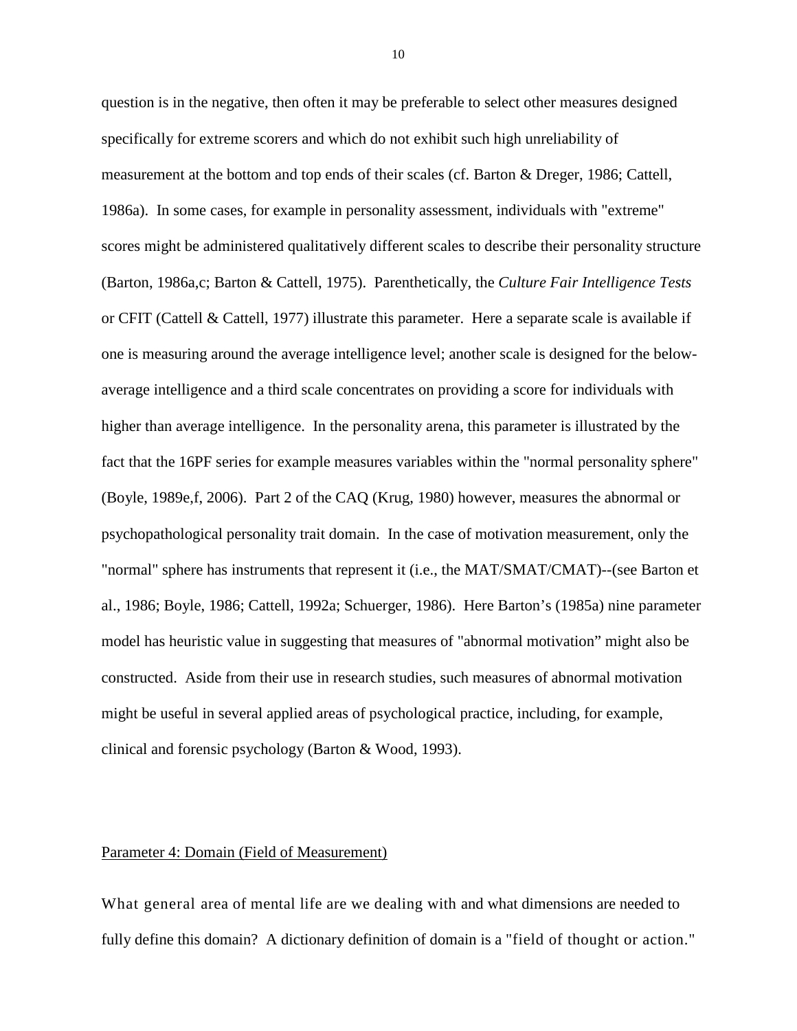question is in the negative, then often it may be preferable to select other measures designed specifically for extreme scorers and which do not exhibit such high unreliability of measurement at the bottom and top ends of their scales (cf. Barton & Dreger, 1986; Cattell, 1986a). In some cases, for example in personality assessment, individuals with "extreme" scores might be administered qualitatively different scales to describe their personality structure (Barton, 1986a,c; Barton & Cattell, 1975). Parenthetically, the *Culture Fair Intelligence Tests* or CFIT (Cattell & Cattell, 1977) illustrate this parameter. Here a separate scale is available if one is measuring around the average intelligence level; another scale is designed for the below-average intelligence and a third scale concentrates on providing a score for individuals with higher than average intelligence. In the personality arena, this parameter is illustrated by the fact that the 16PF series for example measures variables within the "normal personality sphere" (Boyle, 1989e,f, 2006). Part 2 of the CAQ (Krug, 1980) however, measures the abnormal or psychopathological personality trait domain. In the case of motivation measurement, only the "normal" sphere has instruments that represent it (i.e., the MAT/SMAT/CMAT)--(see Barton et al., 1986; Boyle, 1986; Cattell, 1992a; Schuerger, 1986). Here Barton's (1985a) nine parameter model has heuristic value in suggesting that measures of "abnormal motivation" might also be constructed. Aside from their use in research studies, such measures of abnormal motivation might be useful in several applied areas of psychological practice, including, for example, clinical and forensic psychology (Barton & Wood, 1993).

## Parameter 4: Domain (Field of Measurement)

What general area of mental life are we dealing with and what dimensions are needed to fully define this domain? A dictionary definition of domain is a "field of thought or action."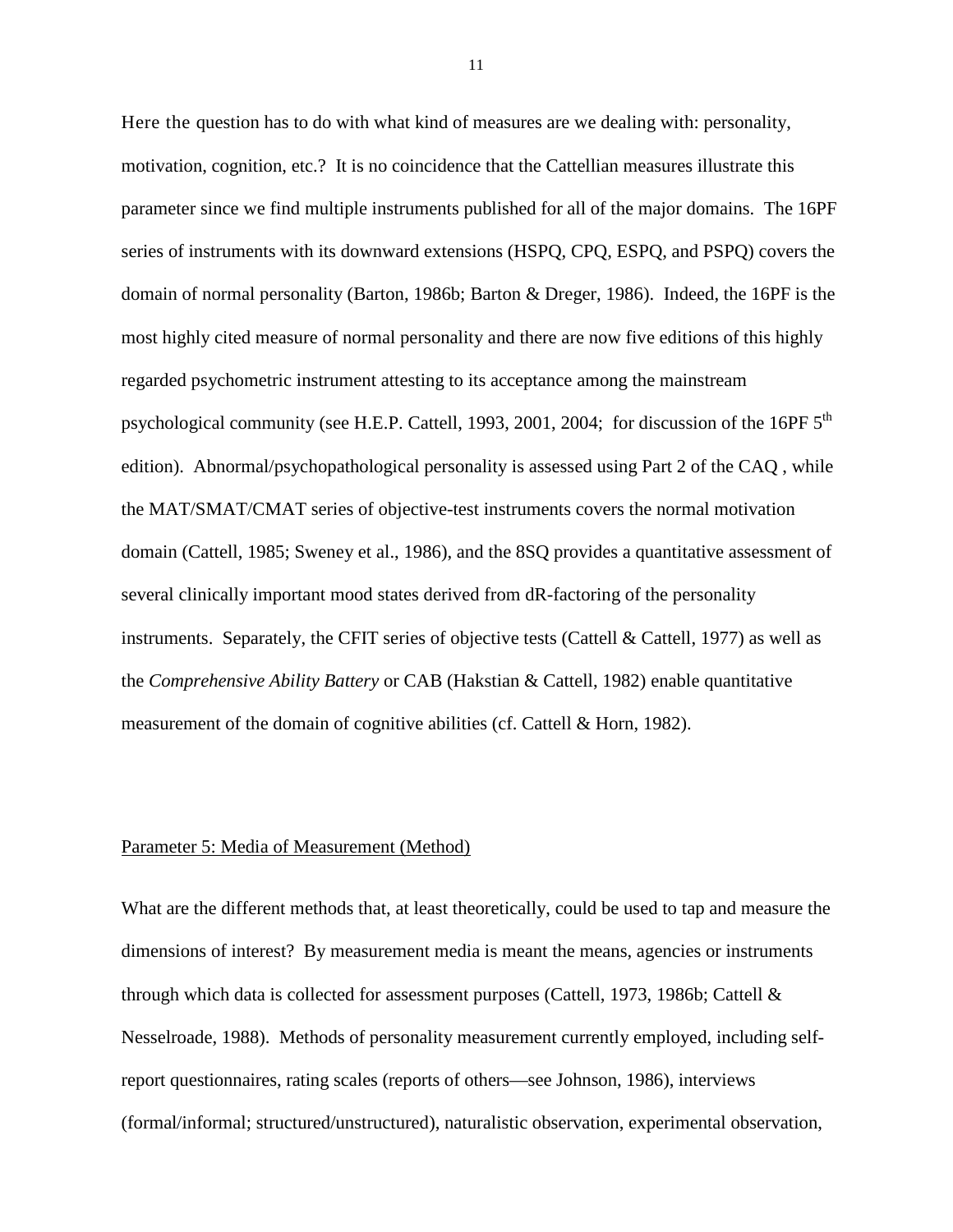Here the question has to do with what kind of measures are we dealing with: personality, motivation, cognition, etc.? It is no coincidence that the Cattellian measures illustrate this parameter since we find multiple instruments published for all of the major domains. The 16PF series of instruments with its downward extensions (HSPQ, CPQ, ESPQ, and PSPQ) covers the domain of normal personality (Barton, 1986b; Barton & Dreger, 1986). Indeed, the 16PF is the most highly cited measure of normal personality and there are now five editions of this highly regarded psychometric instrument attesting to its acceptance among the mainstream psychological community (see H.E.P. Cattell, 1993, 2001, 2004; for discussion of the 16PF 5th edition). Abnormal/psychopathological personality is assessed using Part 2 of the CAQ , while the MAT/SMAT/CMAT series of objective-test instruments covers the normal motivation domain (Cattell, 1985; Sweney et al., 1986), and the 8SQ provides a quantitative assessment of several clinically important mood states derived from dR-factoring of the personality instruments. Separately, the CFIT series of objective tests (Cattell & Cattell, 1977) as well as the *Comprehensive Ability Battery* or CAB (Hakstian & Cattell, 1982) enable quantitative measurement of the domain of cognitive abilities (cf. Cattell & Horn, 1982).

## Parameter 5: Media of Measurement (Method)

What are the different methods that, at least theoretically, could be used to tap and measure the dimensions of interest? By measurement media is meant the means, agencies or instruments through which data is collected for assessment purposes (Cattell, 1973, 1986b; Cattell & Nesselroade, 1988). Methods of personality measurement currently employed, including self-report questionnaires, rating scales (reports of others—see Johnson, 1986), interviews (formal/informal; structured/unstructured), naturalistic observation, experimental observation,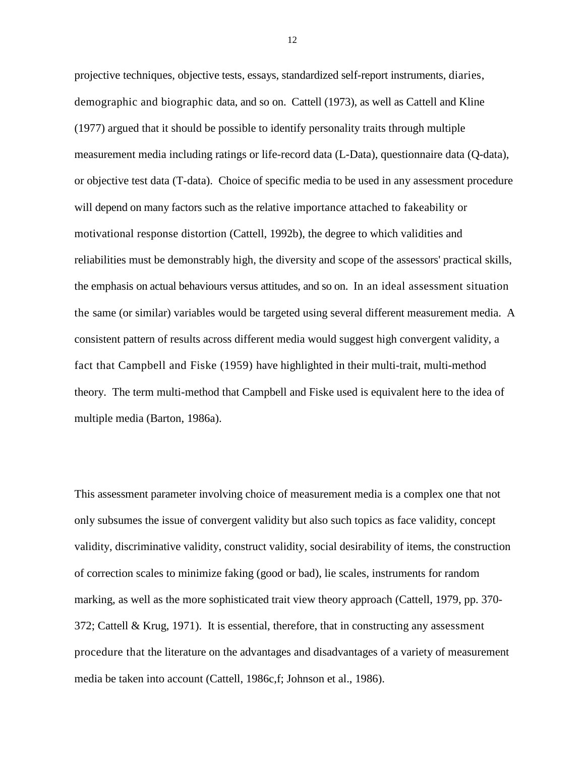projective techniques, objective tests, essays, standardized self-report instruments, diaries, demographic and biographic data, and so on. Cattell (1973), as well as Cattell and Kline (1977) argued that it should be possible to identify personality traits through multiple measurement media including ratings or life-record data (L-Data), questionnaire data (Q-data), or objective test data (T-data). Choice of specific media to be used in any assessment procedure will depend on many factors such as the relative importance attached to fakeability or motivational response distortion (Cattell, 1992b), the degree to which validities and reliabilities must be demonstrably high, the diversity and scope of the assessors' practical skills, the emphasis on actual behaviours versus attitudes, and so on. In an ideal assessment situation the same (or similar) variables would be targeted using several different measurement media. A consistent pattern of results across different media would suggest high convergent validity, a fact that Campbell and Fiske (1959) have highlighted in their multi-trait, multi-method theory. The term multi-method that Campbell and Fiske used is equivalent here to the idea of multiple media (Barton, 1986a).

This assessment parameter involving choice of measurement media is a complex one that not only subsumes the issue of convergent validity but also such topics as face validity, concept validity, discriminative validity, construct validity, social desirability of items, the construction of correction scales to minimize faking (good or bad), lie scales, instruments for random marking, as well as the more sophisticated trait view theory approach (Cattell, 1979, pp. 370-372; Cattell & Krug, 1971). It is essential, therefore, that in constructing any assessment procedure that the literature on the advantages and disadvantages of a variety of measurement media be taken into account (Cattell, 1986c,f; Johnson et al., 1986).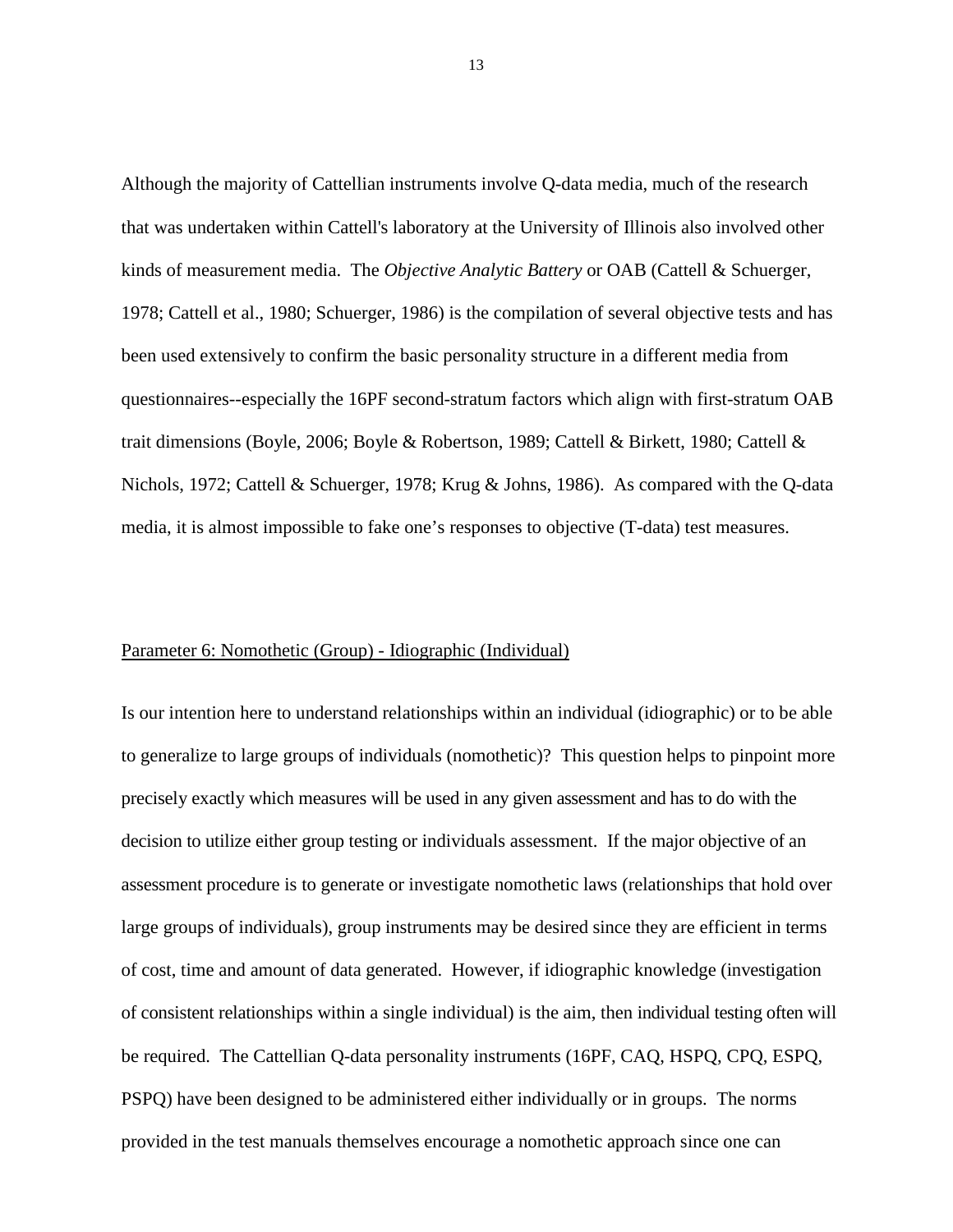Although the majority of Cattellian instruments involve Q-data media, much of the research that was undertaken within Cattell's laboratory at the University of Illinois also involved other kinds of measurement media. The *Objective Analytic Battery* or OAB (Cattell & Schuerger, 1978; Cattell et al., 1980; Schuerger, 1986) is the compilation of several objective tests and has been used extensively to confirm the basic personality structure in a different media from questionnaires--especially the 16PF second-stratum factors which align with first-stratum OAB trait dimensions (Boyle, 2006; Boyle & Robertson, 1989; Cattell & Birkett, 1980; Cattell & Nichols, 1972; Cattell & Schuerger, 1978; Krug & Johns, 1986). As compared with the Q-data media, it is almost impossible to fake one's responses to objective (T-data) test measures.

## Parameter 6: Nomothetic (Group) - Idiographic (Individual)

Is our intention here to understand relationships within an individual (idiographic) or to be able to generalize to large groups of individuals (nomothetic)? This question helps to pinpoint more precisely exactly which measures will be used in any given assessment and has to do with the decision to utilize either group testing or individuals assessment. If the major objective of an assessment procedure is to generate or investigate nomothetic laws (relationships that hold over large groups of individuals), group instruments may be desired since they are efficient in terms of cost, time and amount of data generated. However, if idiographic knowledge (investigation of consistent relationships within a single individual) is the aim, then individual testing often will be required. The Cattellian Q-data personality instruments (16PF, CAQ, HSPQ, CPQ, ESPQ, PSPQ) have been designed to be administered either individually or in groups. The norms provided in the test manuals themselves encourage a nomothetic approach since one can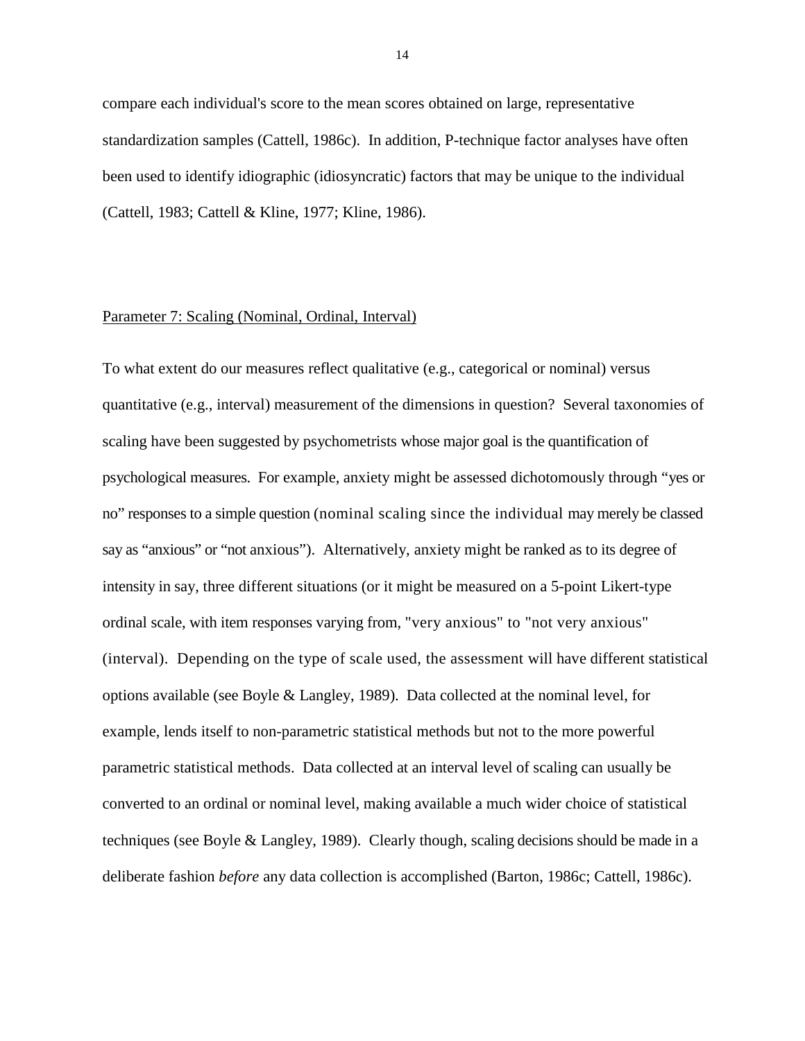compare each individual's score to the mean scores obtained on large, representative standardization samples (Cattell, 1986c). In addition, P-technique factor analyses have often been used to identify idiographic (idiosyncratic) factors that may be unique to the individual (Cattell, 1983; Cattell & Kline, 1977; Kline, 1986).

Parameter 7: Scaling (Nominal, Ordinal, Interval)

To what extent do our measures reflect qualitative (e.g., categorical or nominal) versus quantitative (e.g., interval) measurement of the dimensions in question? Several taxonomies of scaling have been suggested by psychometrists whose major goal is the quantification of psychological measures. For example, anxiety might be assessed dichotomously through "yes or no" responses to a simple question (nominal scaling since the individual may merely be classed say as "anxious" or "not anxious"). Alternatively, anxiety might be ranked as to its degree of intensity in say, three different situations (or it might be measured on a 5-point Likert-type ordinal scale, with item responses varying from, "very anxious" to "not very anxious" (interval). Depending on the type of scale used, the assessment will have different statistical options available (see Boyle & Langley, 1989). Data collected at the nominal level, for example, lends itself to non-parametric statistical methods but not to the more powerful parametric statistical methods. Data collected at an interval level of scaling can usually be converted to an ordinal or nominal level, making available a much wider choice of statistical techniques (see Boyle & Langley, 1989). Clearly though, scaling decisions should be made in a deliberate fashion *before* any data collection is accomplished (Barton, 1986c; Cattell, 1986c).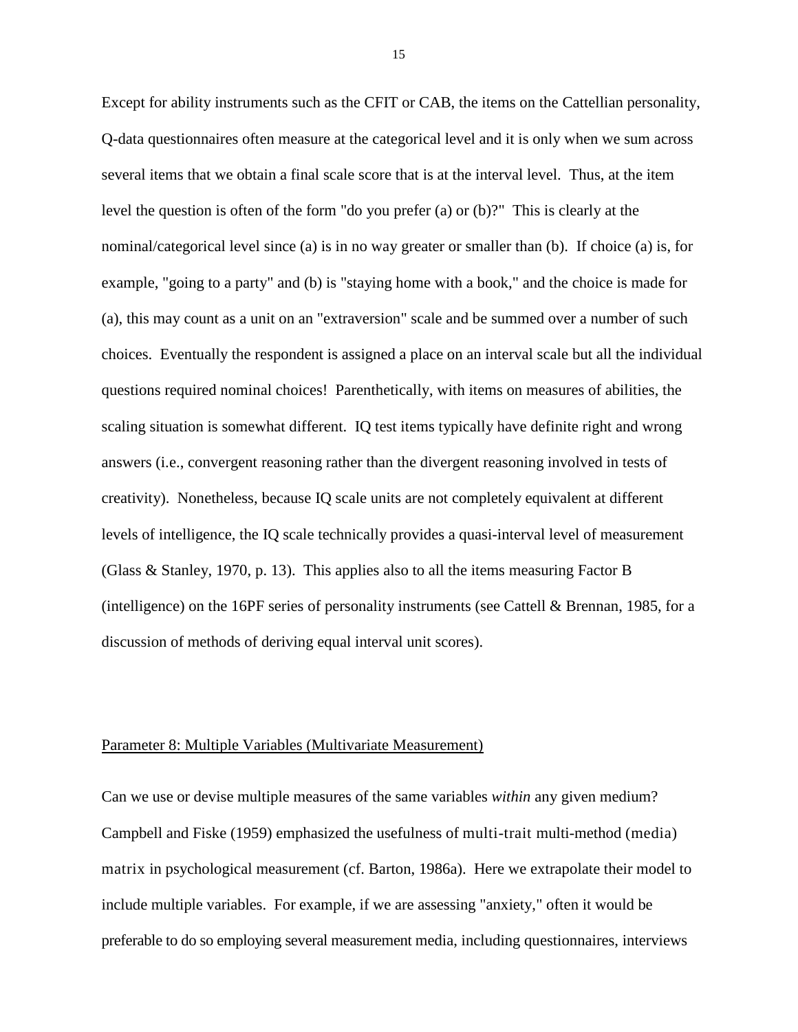Except for ability instruments such as the CFIT or CAB, the items on the Cattellian personality, Q-data questionnaires often measure at the categorical level and it is only when we sum across several items that we obtain a final scale score that is at the interval level. Thus, at the item level the question is often of the form "do you prefer (a) or (b)?" This is clearly at the nominal/categorical level since (a) is in no way greater or smaller than (b). If choice (a) is, for example, "going to a party" and (b) is "staying home with a book," and the choice is made for (a), this may count as a unit on an "extraversion" scale and be summed over a number of such choices. Eventually the respondent is assigned a place on an interval scale but all the individual questions required nominal choices! Parenthetically, with items on measures of abilities, the scaling situation is somewhat different. IQ test items typically have definite right and wrong answers (i.e., convergent reasoning rather than the divergent reasoning involved in tests of creativity). Nonetheless, because IQ scale units are not completely equivalent at different levels of intelligence, the IQ scale technically provides a quasi-interval level of measurement (Glass & Stanley, 1970, p. 13). This applies also to all the items measuring Factor B (intelligence) on the 16PF series of personality instruments (see Cattell & Brennan, 1985, for a discussion of methods of deriving equal interval unit scores).

## Parameter 8: Multiple Variables (Multivariate Measurement)

Can we use or devise multiple measures of the same variables *within* any given medium? Campbell and Fiske (1959) emphasized the usefulness of multi-trait multi-method (media) matrix in psychological measurement (cf. Barton, 1986a). Here we extrapolate their model to include multiple variables. For example, if we are assessing "anxiety," often it would be preferable to do so employing several measurement media, including questionnaires, interviews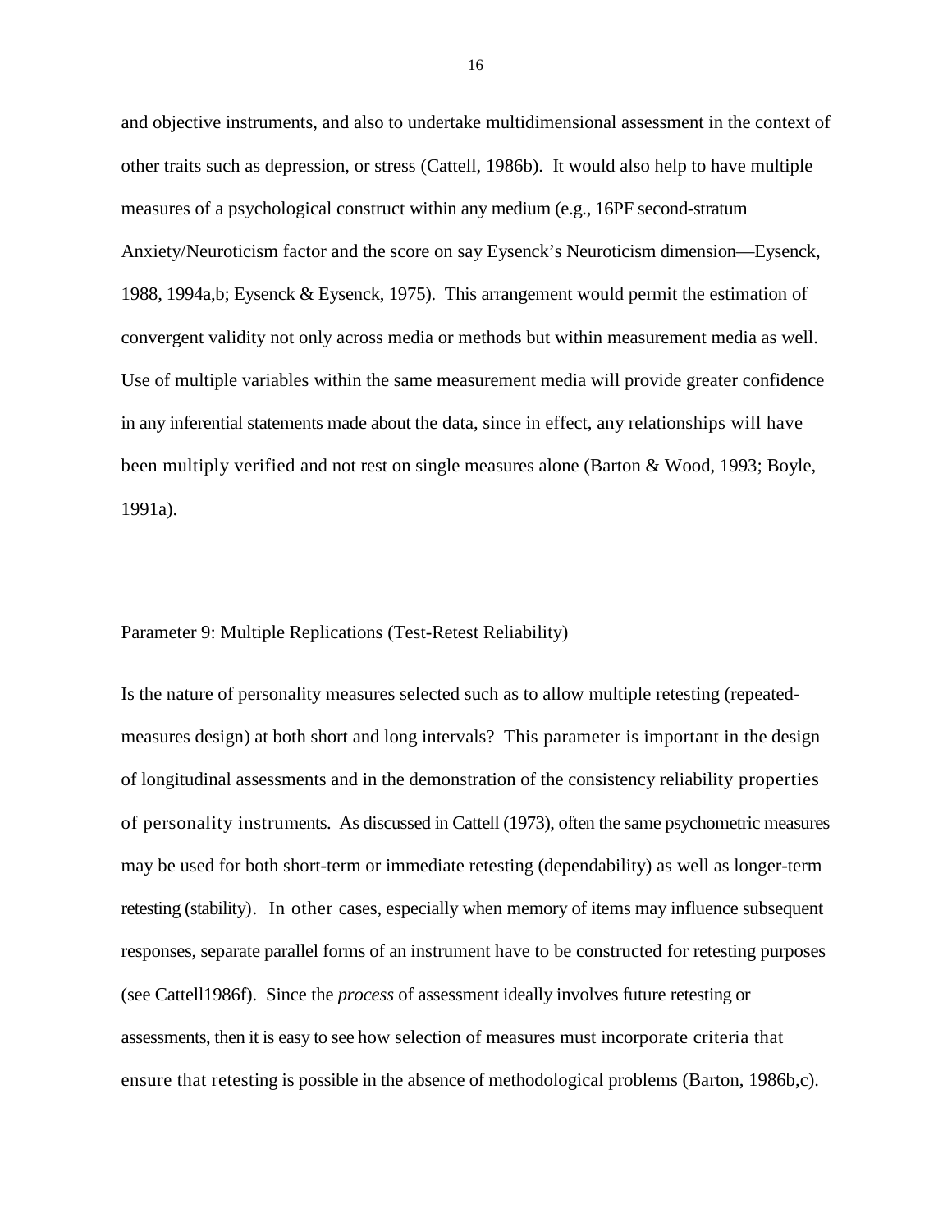and objective instruments, and also to undertake multidimensional assessment in the context of other traits such as depression, or stress (Cattell, 1986b). It would also help to have multiple measures of a psychological construct within any medium (e.g., 16PF second-stratum Anxiety/Neuroticism factor and the score on say Eysenck's Neuroticism dimension—Eysenck, 1988, 1994a,b; Eysenck & Eysenck, 1975). This arrangement would permit the estimation of convergent validity not only across media or methods but within measurement media as well. Use of multiple variables within the same measurement media will provide greater confidence in any inferential statements made about the data, since in effect, any relationships will have been multiply verified and not rest on single measures alone (Barton & Wood, 1993; Boyle, 1991a).

## Parameter 9: Multiple Replications (Test-Retest Reliability)

Is the nature of personality measures selected such as to allow multiple retesting (repeated-measures design) at both short and long intervals? This parameter is important in the design of longitudinal assessments and in the demonstration of the consistency reliability properties of personality instruments. As discussed in Cattell (1973), often the same psychometric measures may be used for both short-term or immediate retesting (dependability) as well as longer-term retesting (stability). In other cases, especially when memory of items may influence subsequent responses, separate parallel forms of an instrument have to be constructed for retesting purposes (see Cattell1986f). Since the *process* of assessment ideally involves future retesting or assessments, then it is easy to see how selection of measures must incorporate criteria that ensure that retesting is possible in the absence of methodological problems (Barton, 1986b,c).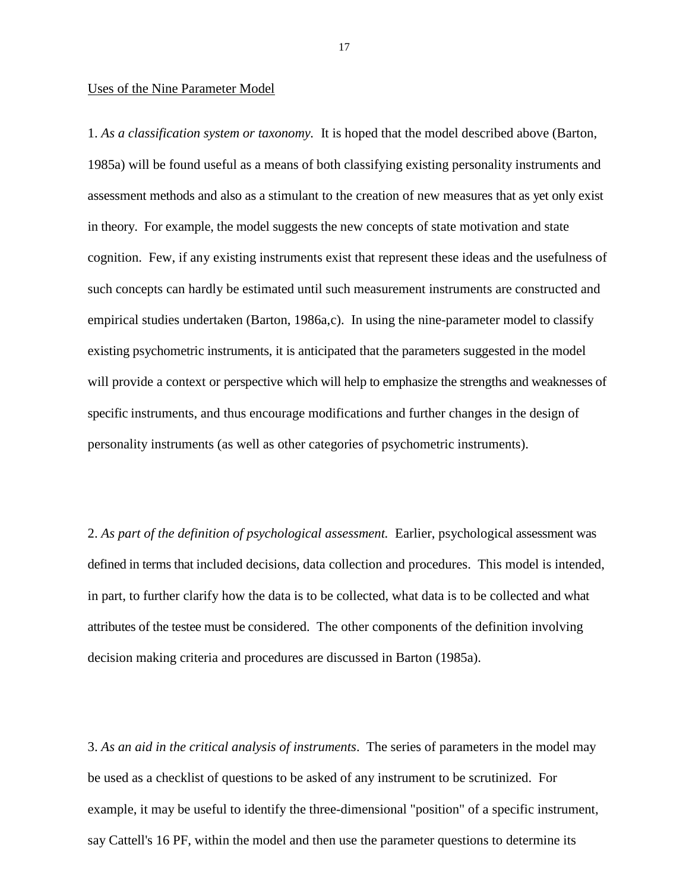Uses of the Nine Parameter Model

1. *As a classification system or taxonomy*. It is hoped that the model described above (Barton, 1985a) will be found useful as a means of both classifying existing personality instruments and assessment methods and also as a stimulant to the creation of new measures that as yet only exist in theory. For example, the model suggests the new concepts of state motivation and state cognition. Few, if any existing instruments exist that represent these ideas and the usefulness of such concepts can hardly be estimated until such measurement instruments are constructed and empirical studies undertaken (Barton, 1986a,c). In using the nine-parameter model to classify existing psychometric instruments, it is anticipated that the parameters suggested in the model will provide a context or perspective which will help to emphasize the strengths and weaknesses of specific instruments, and thus encourage modifications and further changes in the design of personality instruments (as well as other categories of psychometric instruments).

2. *As part of the definition of psychological assessment.* Earlier, psychological assessment was defined in terms that included decisions, data collection and procedures. This model is intended, in part, to further clarify how the data is to be collected, what data is to be collected and what attributes of the testee must be considered. The other components of the definition involving decision making criteria and procedures are discussed in Barton (1985a).

3. *As an aid in the critical analysis of instruments*. The series of parameters in the model may be used as a checklist of questions to be asked of any instrument to be scrutinized. For example, it may be useful to identify the three-dimensional "position" of a specific instrument, say Cattell's 16 PF, within the model and then use the parameter questions to determine its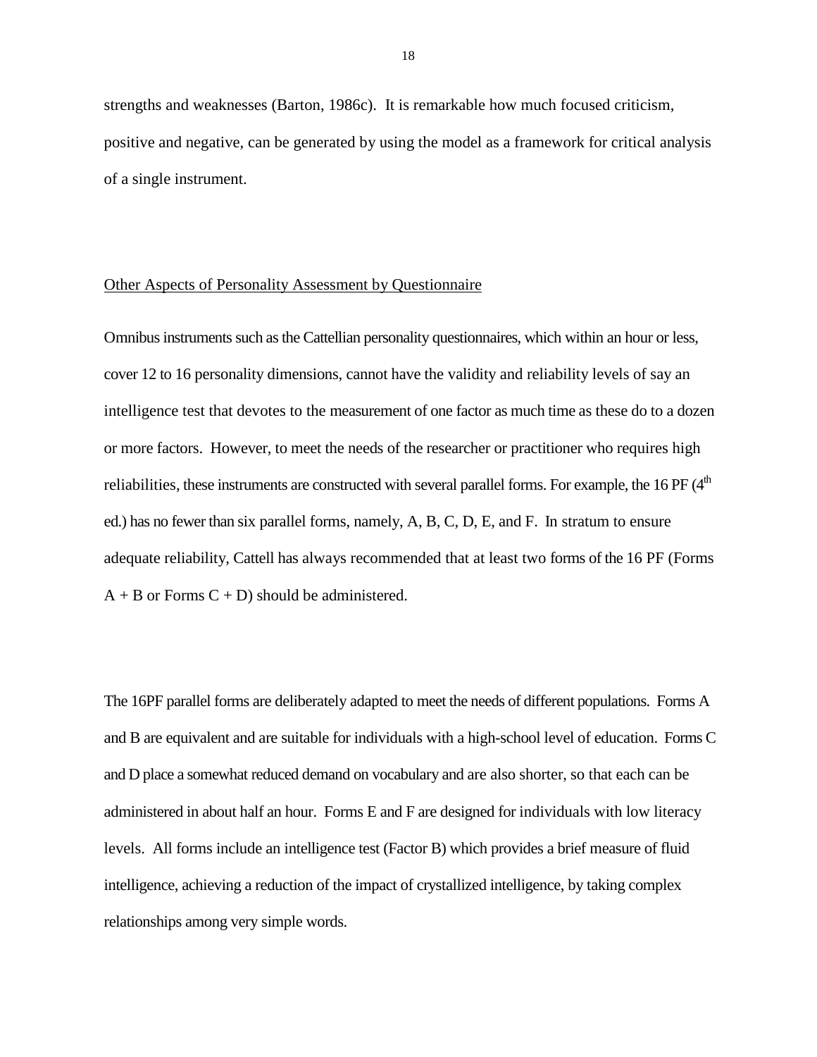strengths and weaknesses (Barton, 1986c). It is remarkable how much focused criticism, positive and negative, can be generated by using the model as a framework for critical analysis of a single instrument.

## Other Aspects of Personality Assessment by Questionnaire

Omnibus instruments such as the Cattellian personality questionnaires, which within an hour or less, cover 12 to 16 personality dimensions, cannot have the validity and reliability levels of say an intelligence test that devotes to the measurement of one factor as much time as these do to a dozen or more factors. However, to meet the needs of the researcher or practitioner who requires high reliabilities, these instruments are constructed with several parallel forms. For example, the 16 PF (4th ed.) has no fewer than six parallel forms, namely, A, B, C, D, E, and F. In stratum to ensure adequate reliability, Cattell has always recommended that at least two forms of the 16 PF (Forms A + B or Forms C + D) should be administered.

The 16PF parallel forms are deliberately adapted to meet the needs of different populations. Forms A and B are equivalent and are suitable for individuals with a high-school level of education. Forms C and D place a somewhat reduced demand on vocabulary and are also shorter, so that each can be administered in about half an hour. Forms E and F are designed for individuals with low literacy levels. All forms include an intelligence test (Factor B) which provides a brief measure of fluid intelligence, achieving a reduction of the impact of crystallized intelligence, by taking complex relationships among very simple words.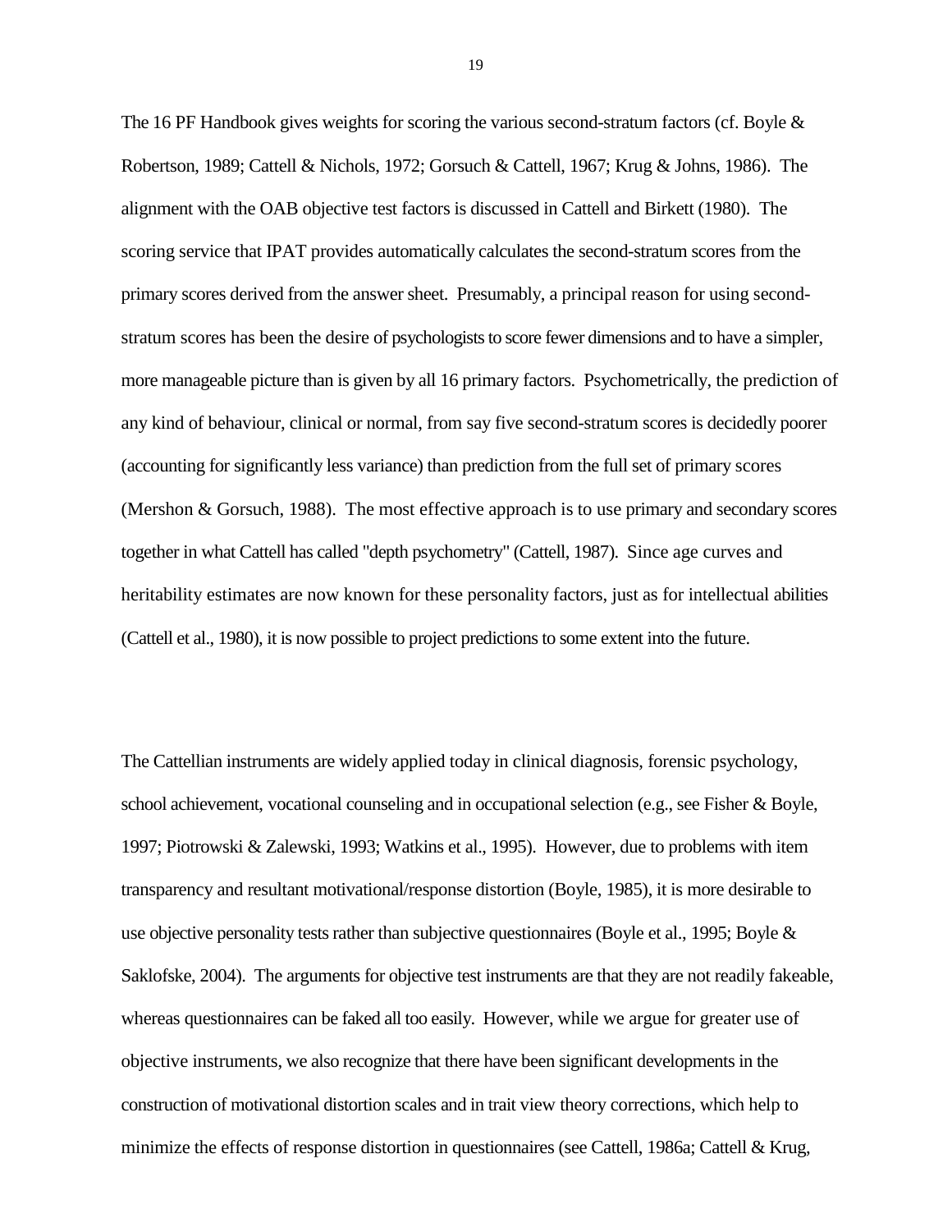The 16 PF Handbook gives weights for scoring the various second-stratum factors (cf. Boyle & Robertson, 1989; Cattell & Nichols, 1972; Gorsuch & Cattell, 1967; Krug & Johns, 1986). The alignment with the OAB objective test factors is discussed in Cattell and Birkett (1980). The scoring service that IPAT provides automatically calculates the second-stratum scores from the primary scores derived from the answer sheet. Presumably, a principal reason for using second-stratum scores has been the desire of psychologists to score fewer dimensions and to have a simpler, more manageable picture than is given by all 16 primary factors. Psychometrically, the prediction of any kind of behaviour, clinical or normal, from say five second-stratum scores is decidedly poorer (accounting for significantly less variance) than prediction from the full set of primary scores (Mershon & Gorsuch, 1988). The most effective approach is to use primary and secondary scores together in what Cattell has called "depth psychometry" (Cattell, 1987). Since age curves and heritability estimates are now known for these personality factors, just as for intellectual abilities (Cattell et al., 1980), it is now possible to project predictions to some extent into the future.

The Cattellian instruments are widely applied today in clinical diagnosis, forensic psychology, school achievement, vocational counseling and in occupational selection (e.g., see Fisher & Boyle, 1997; Piotrowski & Zalewski, 1993; Watkins et al., 1995). However, due to problems with item transparency and resultant motivational/response distortion (Boyle, 1985), it is more desirable to use objective personality tests rather than subjective questionnaires (Boyle et al., 1995; Boyle & Saklofske, 2004). The arguments for objective test instruments are that they are not readily fakeable, whereas questionnaires can be faked all too easily. However, while we argue for greater use of objective instruments, we also recognize that there have been significant developments in the construction of motivational distortion scales and in trait view theory corrections, which help to minimize the effects of response distortion in questionnaires (see Cattell, 1986a; Cattell & Krug,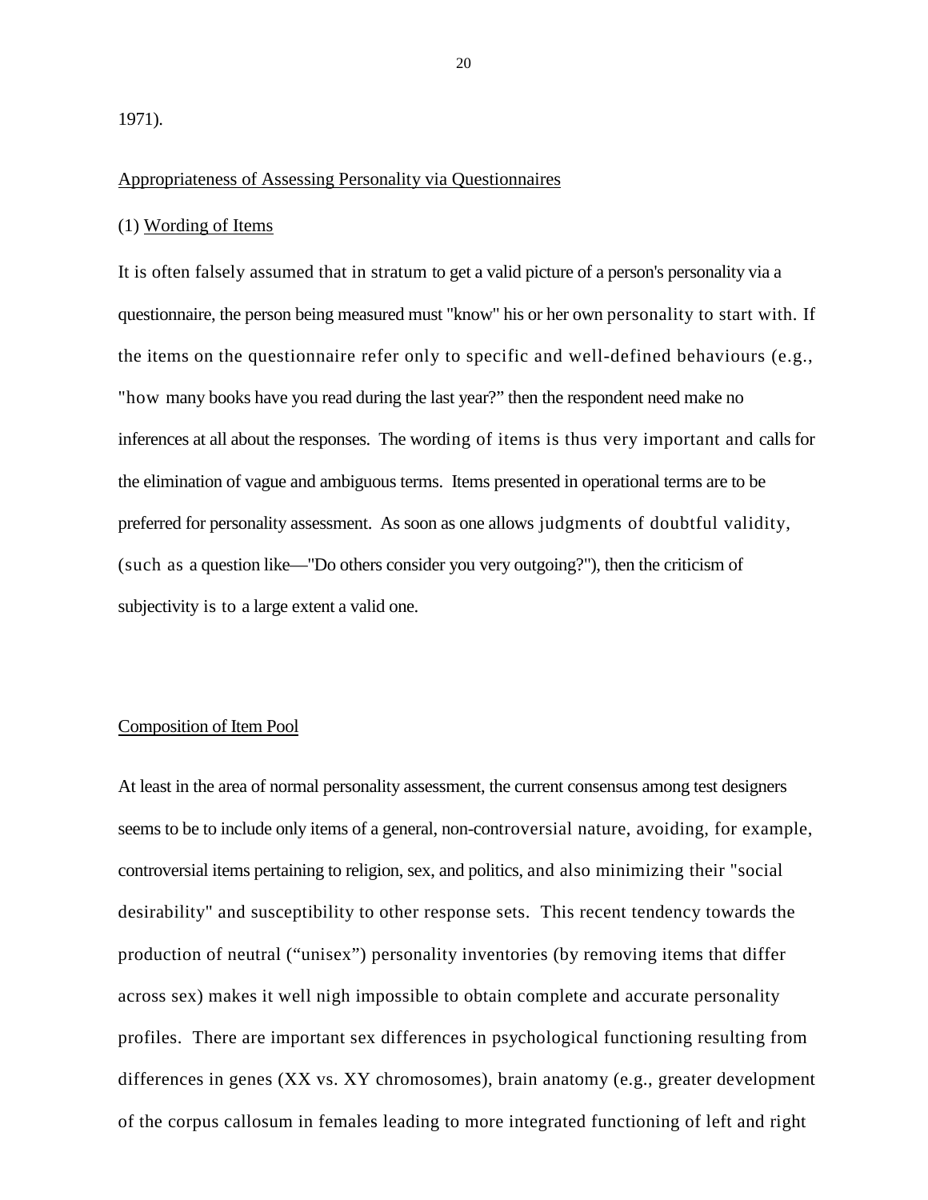1971).

Appropriateness of Assessing Personality via Questionnaires

(1) Wording of Items

It is often falsely assumed that in stratum to get a valid picture of a person's personality via a questionnaire, the person being measured must "know" his or her own personality to start with. If the items on the questionnaire refer only to specific and well-defined behaviours (e.g., "how many books have you read during the last year?" then the respondent need make no inferences at all about the responses. The wording of items is thus very important and calls for the elimination of vague and ambiguous terms. Items presented in operational terms are to be preferred for personality assessment. As soon as one allows judgments of doubtful validity, (such as a question like—"Do others consider you very outgoing?"), then the criticism of subjectivity is to a large extent a valid one.

Composition of Item Pool

At least in the area of normal personality assessment, the current consensus among test designers seems to be to include only items of a general, non-controversial nature, avoiding, for example, controversial items pertaining to religion, sex, and politics, and also minimizing their "social desirability" and susceptibility to other response sets. This recent tendency towards the production of neutral ("unisex") personality inventories (by removing items that differ across sex) makes it well nigh impossible to obtain complete and accurate personality profiles. There are important sex differences in psychological functioning resulting from differences in genes (XX vs. XY chromosomes), brain anatomy (e.g., greater development of the corpus callosum in females leading to more integrated functioning of left and right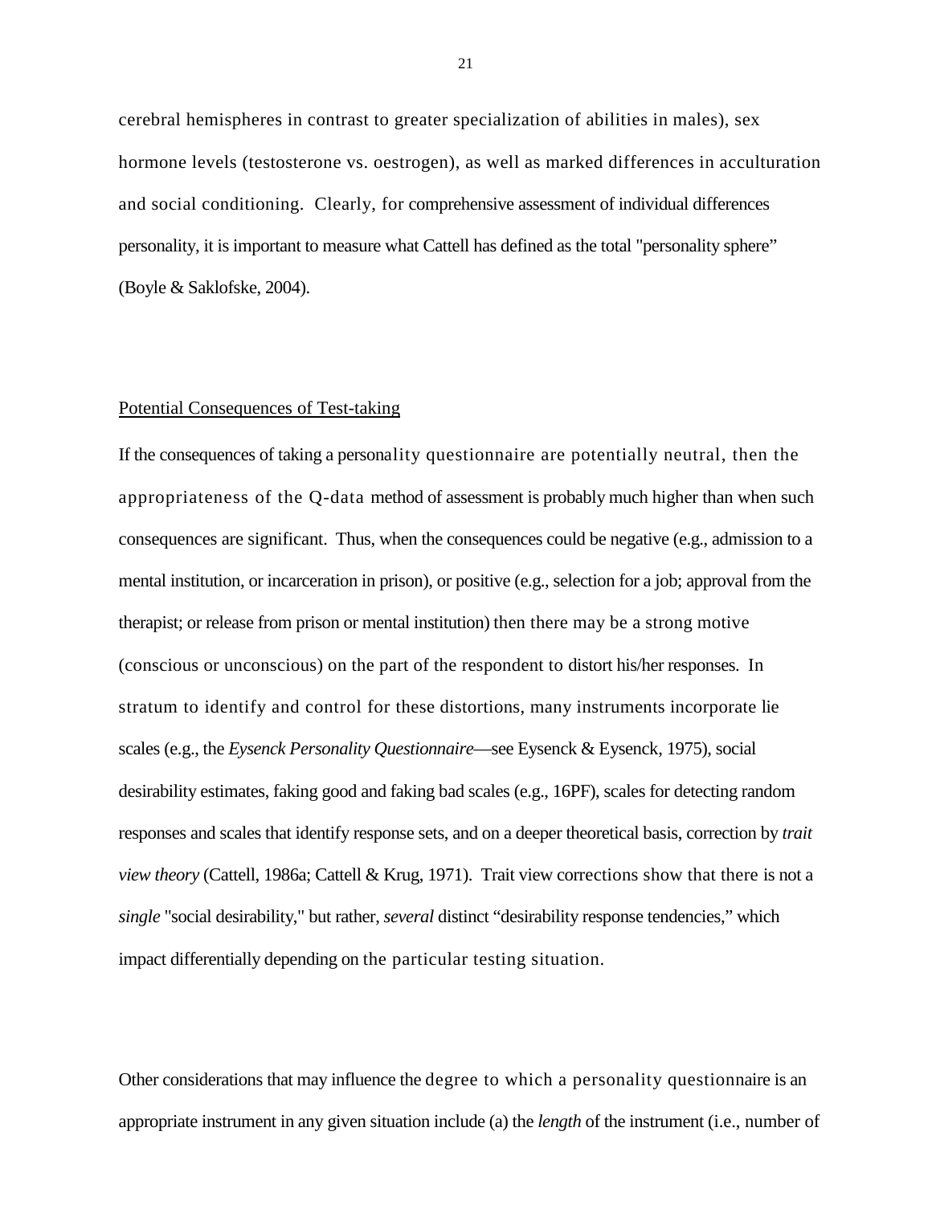cerebral hemispheres in contrast to greater specialization of abilities in males), sex hormone levels (testosterone vs. oestrogen), as well as marked differences in acculturation and social conditioning. Clearly, for comprehensive assessment of individual differences personality, it is important to measure what Cattell has defined as the total "personality sphere" (Boyle & Saklofske, 2004).

## Potential Consequences of Test-taking

If the consequences of taking a personality questionnaire are potentially neutral, then the appropriateness of the Q-data method of assessment is probably much higher than when such consequences are significant. Thus, when the consequences could be negative (e.g., admission to a mental institution, or incarceration in prison), or positive (e.g., selection for a job; approval from the therapist; or release from prison or mental institution) then there may be a strong motive (conscious or unconscious) on the part of the respondent to distort his/her responses. In stratum to identify and control for these distortions, many instruments incorporate lie scales (e.g., the *Eysenck Personality Questionnaire*—see Eysenck & Eysenck, 1975), social desirability estimates, faking good and faking bad scales (e.g., 16PF), scales for detecting random responses and scales that identify response sets, and on a deeper theoretical basis, correction by *trait view theory* (Cattell, 1986a; Cattell & Krug, 1971). Trait view corrections show that there is not a *single* "social desirability," but rather, *several* distinct "desirability response tendencies," which impact differentially depending on the particular testing situation.

Other considerations that may influence the degree to which a personality questionnaire is an appropriate instrument in any given situation include (a) the *length* of the instrument (i.e., number of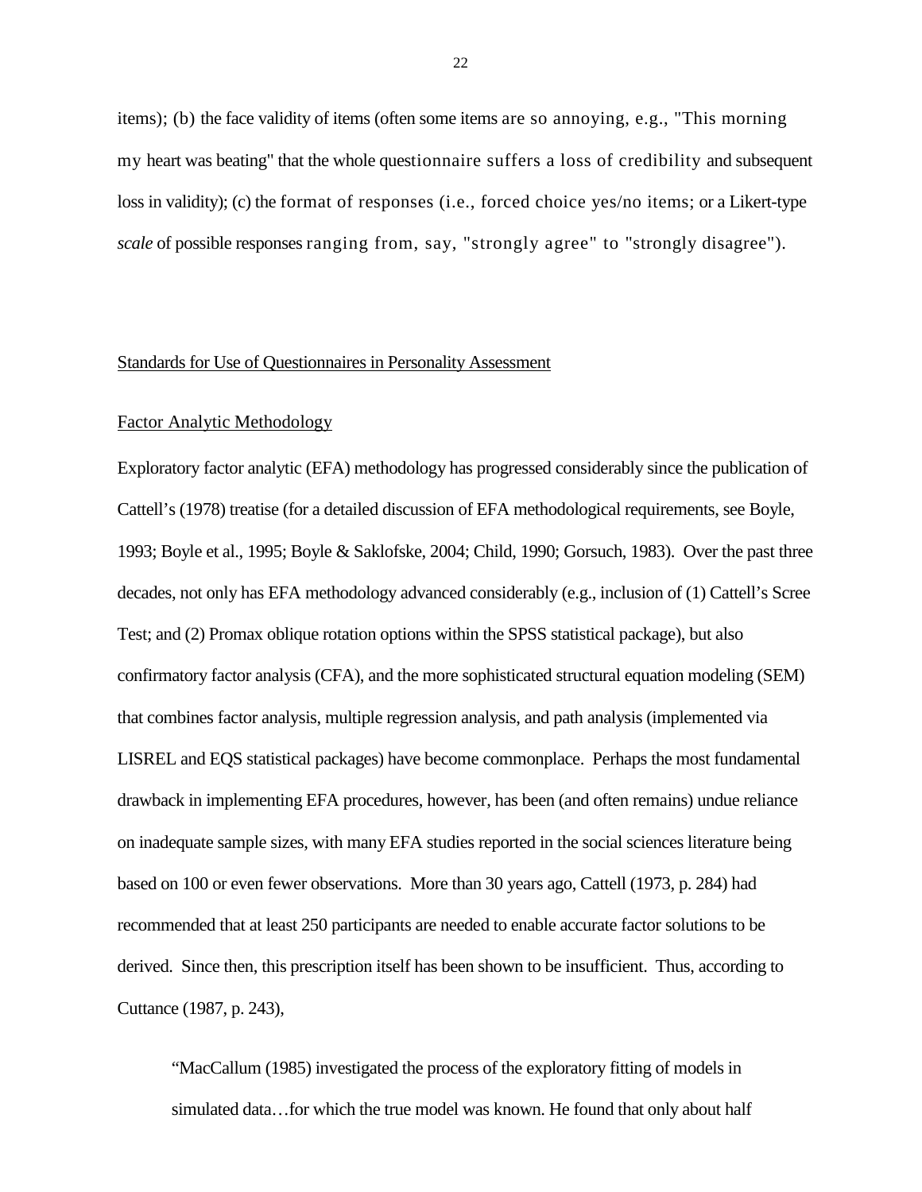items); (b) the face validity of items (often some items are so annoying, e.g., "This morning my heart was beating" that the whole questionnaire suffers a loss of credibility and subsequent loss in validity); (c) the format of responses (i.e., forced choice yes/no items; or a Likert-type *scale* of possible responses ranging from, say, "strongly agree" to "strongly disagree").

## Standards for Use of Questionnaires in Personality Assessment

### Factor Analytic Methodology

Exploratory factor analytic (EFA) methodology has progressed considerably since the publication of Cattell's (1978) treatise (for a detailed discussion of EFA methodological requirements, see Boyle, 1993; Boyle et al., 1995; Boyle & Saklofske, 2004; Child, 1990; Gorsuch, 1983). Over the past three decades, not only has EFA methodology advanced considerably (e.g., inclusion of (1) Cattell's Scree Test; and (2) Promax oblique rotation options within the SPSS statistical package), but also confirmatory factor analysis (CFA), and the more sophisticated structural equation modeling (SEM) that combines factor analysis, multiple regression analysis, and path analysis (implemented via LISREL and EQS statistical packages) have become commonplace. Perhaps the most fundamental drawback in implementing EFA procedures, however, has been (and often remains) undue reliance on inadequate sample sizes, with many EFA studies reported in the social sciences literature being based on 100 or even fewer observations. More than 30 years ago, Cattell (1973, p. 284) had recommended that at least 250 participants are needed to enable accurate factor solutions to be derived. Since then, this prescription itself has been shown to be insufficient. Thus, according to Cuttance (1987, p. 243),

> "MacCallum (1985) investigated the process of the exploratory fitting of models in simulated data…for which the true model was known. He found that only about half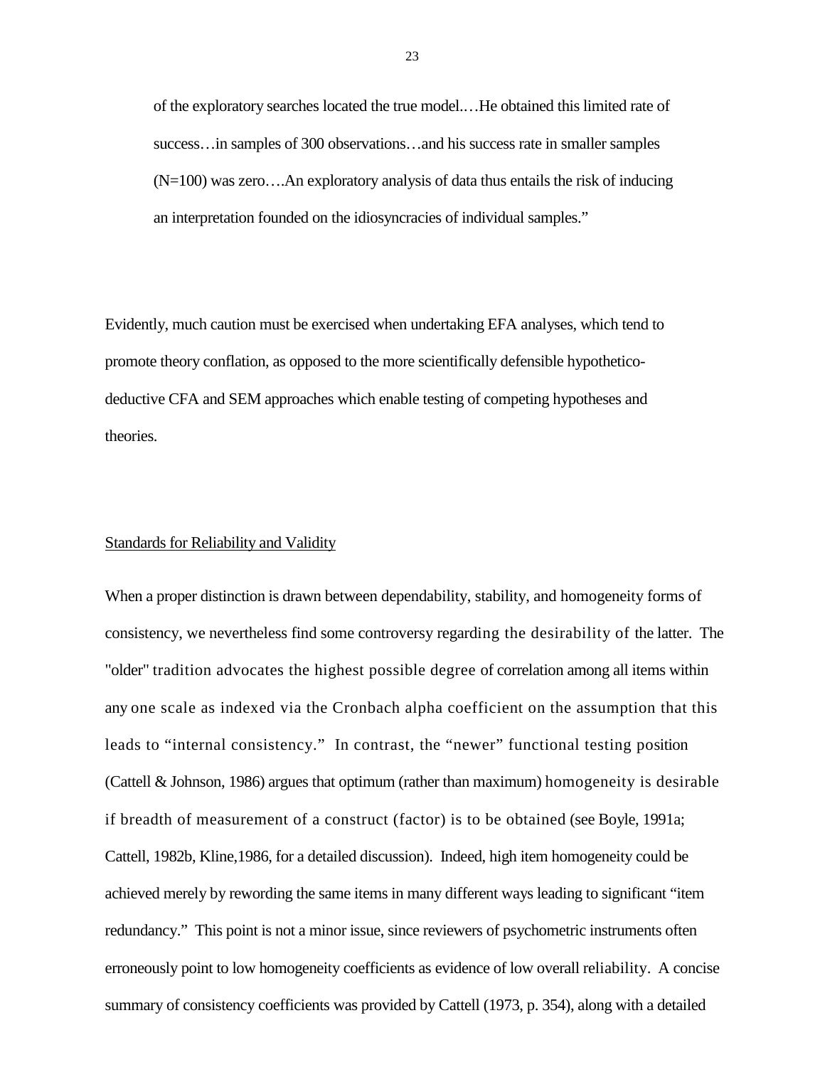of the exploratory searches located the true model.…He obtained this limited rate of success…in samples of 300 observations…and his success rate in smaller samples (N=100) was zero….An exploratory analysis of data thus entails the risk of inducing an interpretation founded on the idiosyncracies of individual samples."

Evidently, much caution must be exercised when undertaking EFA analyses, which tend to promote theory conflation, as opposed to the more scientifically defensible hypothetico-deductive CFA and SEM approaches which enable testing of competing hypotheses and theories.

## Standards for Reliability and Validity

When a proper distinction is drawn between dependability, stability, and homogeneity forms of consistency, we nevertheless find some controversy regarding the desirability of the latter. The "older" tradition advocates the highest possible degree of correlation among all items within any one scale as indexed via the Cronbach alpha coefficient on the assumption that this leads to "internal consistency." In contrast, the "newer" functional testing position (Cattell & Johnson, 1986) argues that optimum (rather than maximum) homogeneity is desirable if breadth of measurement of a construct (factor) is to be obtained (see Boyle, 1991a; Cattell, 1982b, Kline,1986, for a detailed discussion). Indeed, high item homogeneity could be achieved merely by rewording the same items in many different ways leading to significant "item redundancy." This point is not a minor issue, since reviewers of psychometric instruments often erroneously point to low homogeneity coefficients as evidence of low overall reliability. A concise summary of consistency coefficients was provided by Cattell (1973, p. 354), along with a detailed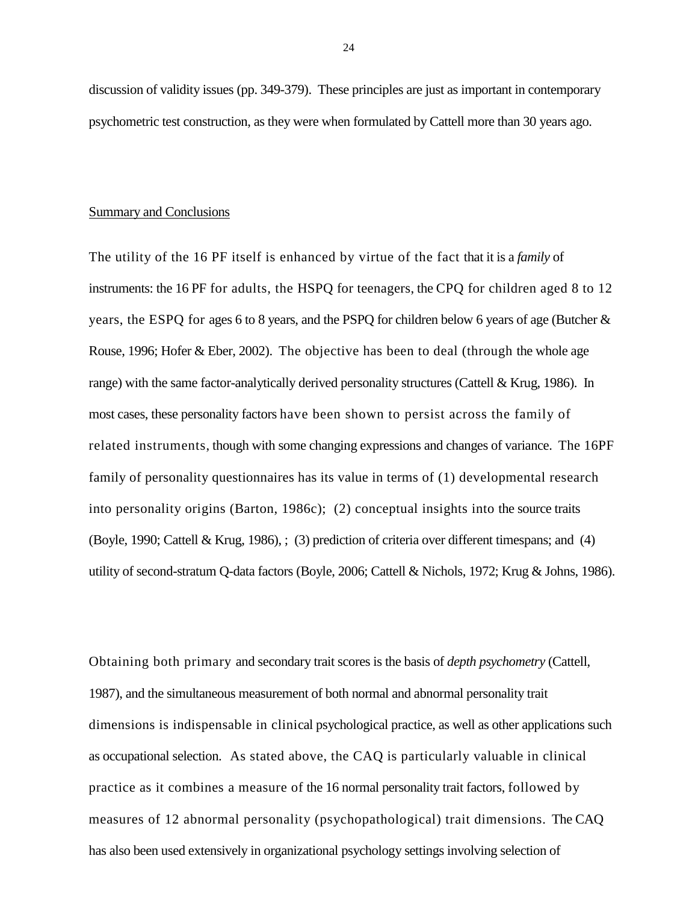discussion of validity issues (pp. 349-379). These principles are just as important in contemporary psychometric test construction, as they were when formulated by Cattell more than 30 years ago.

## Summary and Conclusions

The utility of the 16 PF itself is enhanced by virtue of the fact that it is a *family* of instruments: the 16 PF for adults, the HSPQ for teenagers, the CPQ for children aged 8 to 12 years, the ESPQ for ages 6 to 8 years, and the PSPQ for children below 6 years of age (Butcher & Rouse, 1996; Hofer & Eber, 2002). The objective has been to deal (through the whole age range) with the same factor-analytically derived personality structures (Cattell & Krug, 1986). In most cases, these personality factors have been shown to persist across the family of related instruments, though with some changing expressions and changes of variance. The 16PF family of personality questionnaires has its value in terms of (1) developmental research into personality origins (Barton, 1986c); (2) conceptual insights into the source traits (Boyle, 1990; Cattell & Krug, 1986), ; (3) prediction of criteria over different timespans; and (4) utility of second-stratum Q-data factors (Boyle, 2006; Cattell & Nichols, 1972; Krug & Johns, 1986).

Obtaining both primary and secondary trait scores is the basis of *depth psychometry* (Cattell, 1987), and the simultaneous measurement of both normal and abnormal personality trait dimensions is indispensable in clinical psychological practice, as well as other applications such as occupational selection. As stated above, the CAQ is particularly valuable in clinical practice as it combines a measure of the 16 normal personality trait factors, followed by measures of 12 abnormal personality (psychopathological) trait dimensions. The CAQ has also been used extensively in organizational psychology settings involving selection of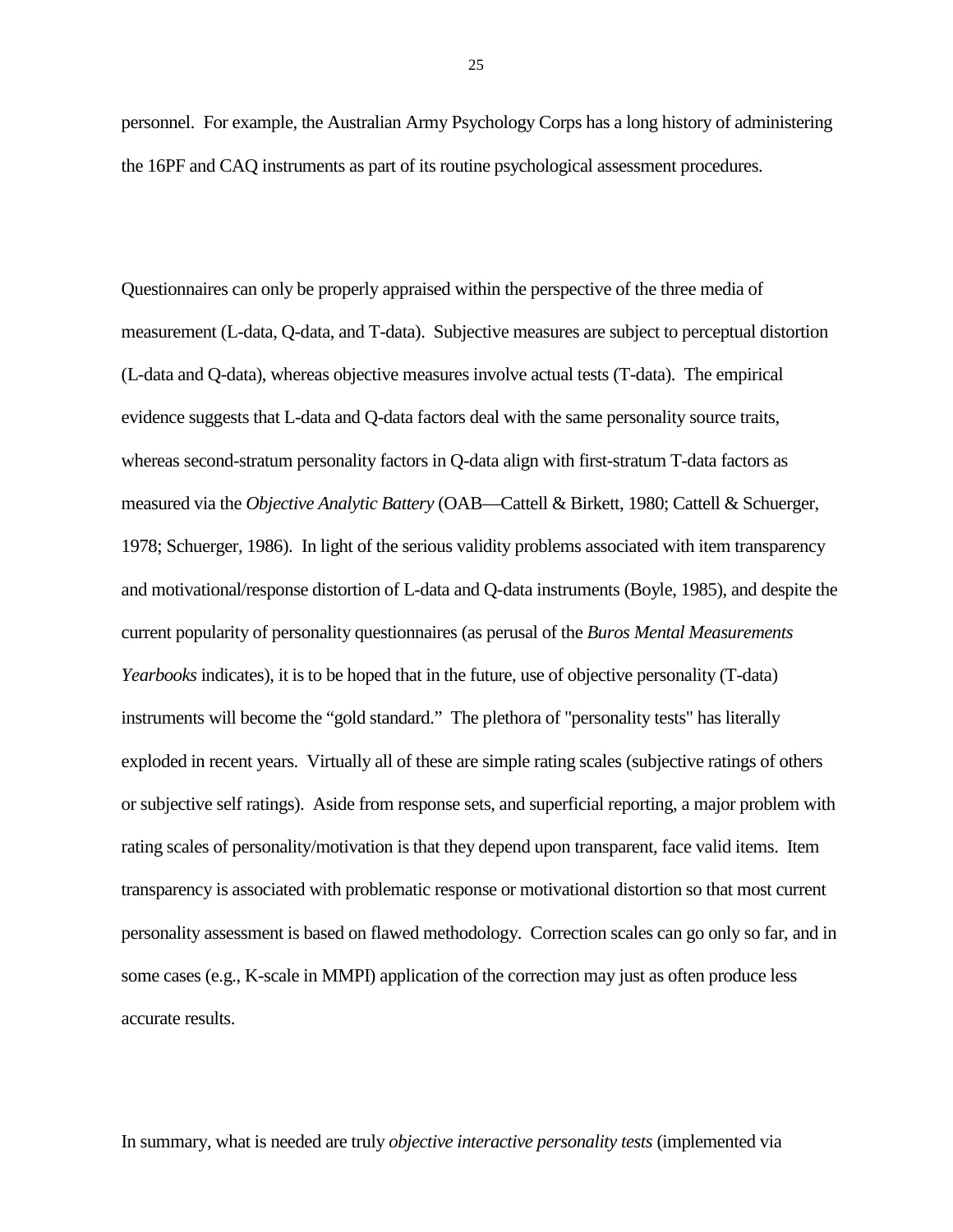personnel. For example, the Australian Army Psychology Corps has a long history of administering the 16PF and CAQ instruments as part of its routine psychological assessment procedures.

Questionnaires can only be properly appraised within the perspective of the three media of measurement (L-data, Q-data, and T-data). Subjective measures are subject to perceptual distortion (L-data and Q-data), whereas objective measures involve actual tests (T-data). The empirical evidence suggests that L-data and Q-data factors deal with the same personality source traits, whereas second-stratum personality factors in Q-data align with first-stratum T-data factors as measured via the *Objective Analytic Battery* (OAB—Cattell & Birkett, 1980; Cattell & Schuerger, 1978; Schuerger, 1986). In light of the serious validity problems associated with item transparency and motivational/response distortion of L-data and Q-data instruments (Boyle, 1985), and despite the current popularity of personality questionnaires (as perusal of the *Buros Mental Measurements Yearbooks* indicates), it is to be hoped that in the future, use of objective personality (T-data) instruments will become the "gold standard." The plethora of "personality tests" has literally exploded in recent years. Virtually all of these are simple rating scales (subjective ratings of others or subjective self ratings). Aside from response sets, and superficial reporting, a major problem with rating scales of personality/motivation is that they depend upon transparent, face valid items. Item transparency is associated with problematic response or motivational distortion so that most current personality assessment is based on flawed methodology. Correction scales can go only so far, and in some cases (e.g., K-scale in MMPI) application of the correction may just as often produce less accurate results.

In summary, what is needed are truly *objective interactive personality tests* (implemented via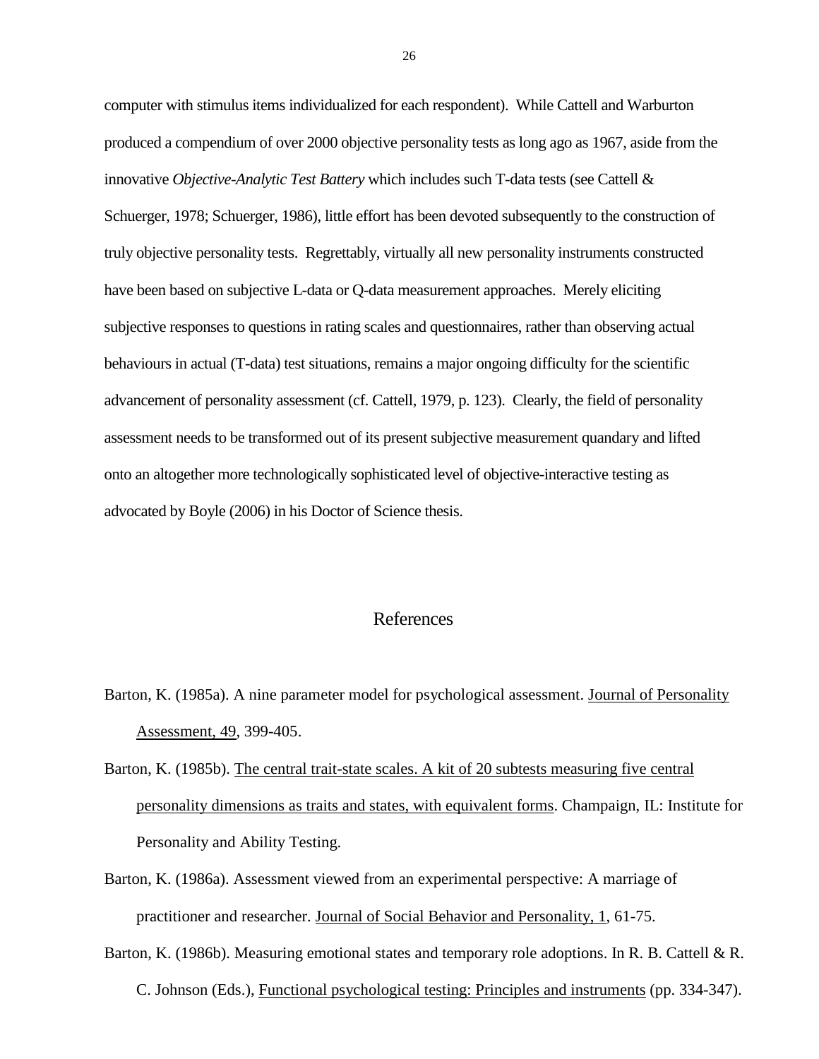computer with stimulus items individualized for each respondent). While Cattell and Warburton produced a compendium of over 2000 objective personality tests as long ago as 1967, aside from the innovative *Objective-Analytic Test Battery* which includes such T-data tests (see Cattell & Schuerger, 1978; Schuerger, 1986), little effort has been devoted subsequently to the construction of truly objective personality tests. Regrettably, virtually all new personality instruments constructed have been based on subjective L-data or Q-data measurement approaches. Merely eliciting subjective responses to questions in rating scales and questionnaires, rather than observing actual behaviours in actual (T-data) test situations, remains a major ongoing difficulty for the scientific advancement of personality assessment (cf. Cattell, 1979, p. 123). Clearly, the field of personality assessment needs to be transformed out of its present subjective measurement quandary and lifted onto an altogether more technologically sophisticated level of objective-interactive testing as advocated by Boyle (2006) in his Doctor of Science thesis.

## References

Barton, K. (1985a). A nine parameter model for psychological assessment. Journal of Personality Assessment, 49, 399-405.

Barton, K. (1985b). The central trait-state scales. A kit of 20 subtests measuring five central personality dimensions as traits and states, with equivalent forms. Champaign, IL: Institute for Personality and Ability Testing.

Barton, K. (1986a). Assessment viewed from an experimental perspective: A marriage of practitioner and researcher. Journal of Social Behavior and Personality, 1, 61-75.

Barton, K. (1986b). Measuring emotional states and temporary role adoptions. In R. B. Cattell & R. C. Johnson (Eds.), Functional psychological testing: Principles and instruments (pp. 334-347).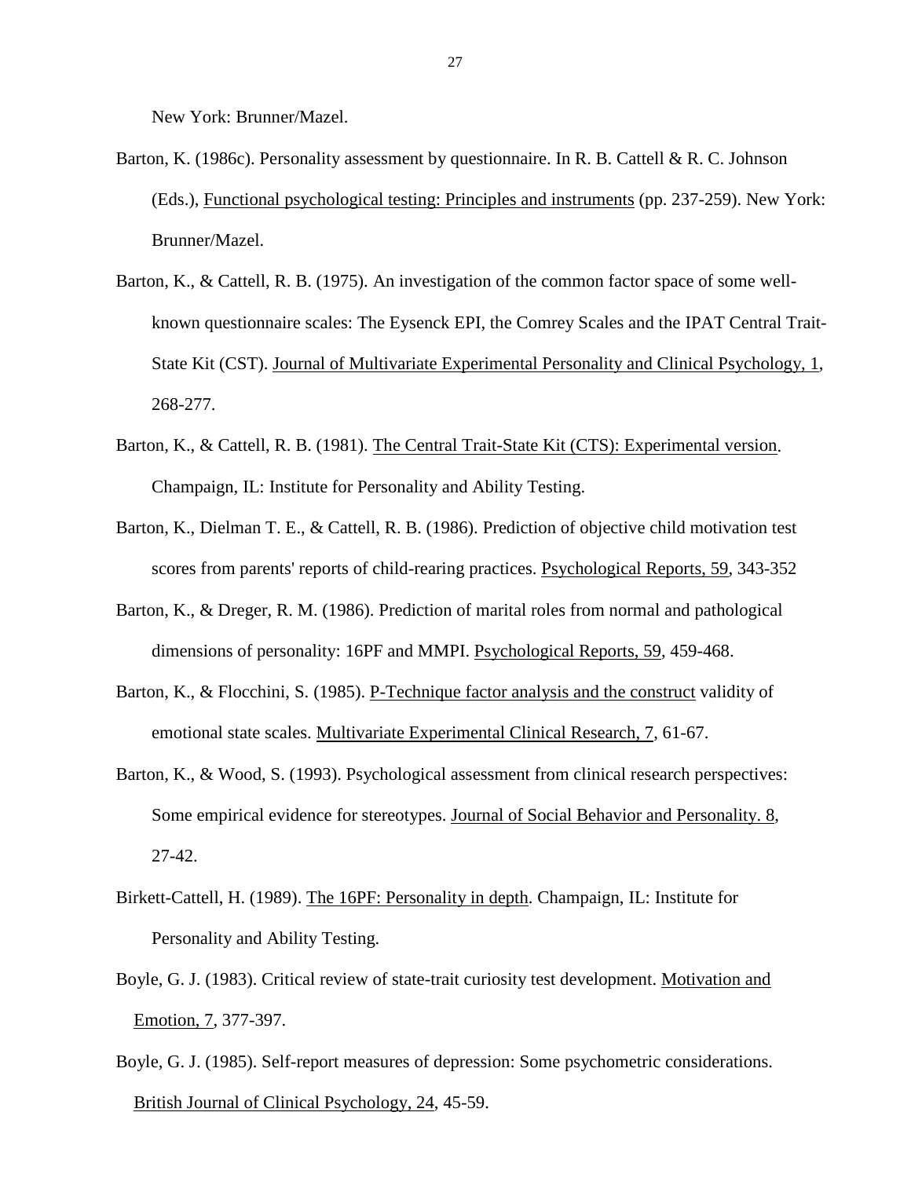New York: Brunner/Mazel.

Barton, K. (1986c). Personality assessment by questionnaire. In R. B. Cattell & R. C. Johnson (Eds.), Functional psychological testing: Principles and instruments (pp. 237-259). New York: Brunner/Mazel.

Barton, K., & Cattell, R. B. (1975). An investigation of the common factor space of some well-known questionnaire scales: The Eysenck EPI, the Comrey Scales and the IPAT Central Trait-State Kit (CST). Journal of Multivariate Experimental Personality and Clinical Psychology, 1, 268-277.

Barton, K., & Cattell, R. B. (1981). The Central Trait-State Kit (CTS): Experimental version. Champaign, IL: Institute for Personality and Ability Testing.

Barton, K., Dielman T. E., & Cattell, R. B. (1986). Prediction of objective child motivation test scores from parents' reports of child-rearing practices. Psychological Reports, 59, 343-352

Barton, K., & Dreger, R. M. (1986). Prediction of marital roles from normal and pathological dimensions of personality: 16PF and MMPI. Psychological Reports, 59, 459-468.

Barton, K., & Flocchini, S. (1985). P-Technique factor analysis and the construct validity of emotional state scales. Multivariate Experimental Clinical Research, 7, 61-67.

Barton, K., & Wood, S. (1993). Psychological assessment from clinical research perspectives: Some empirical evidence for stereotypes. Journal of Social Behavior and Personality. 8, 27-42.

Birkett-Cattell, H. (1989). The 16PF: Personality in depth. Champaign, IL: Institute for Personality and Ability Testing.

Boyle, G. J. (1983). Critical review of state-trait curiosity test development. Motivation and Emotion, 7, 377-397.

Boyle, G. J. (1985). Self-report measures of depression: Some psychometric considerations. British Journal of Clinical Psychology, 24, 45-59.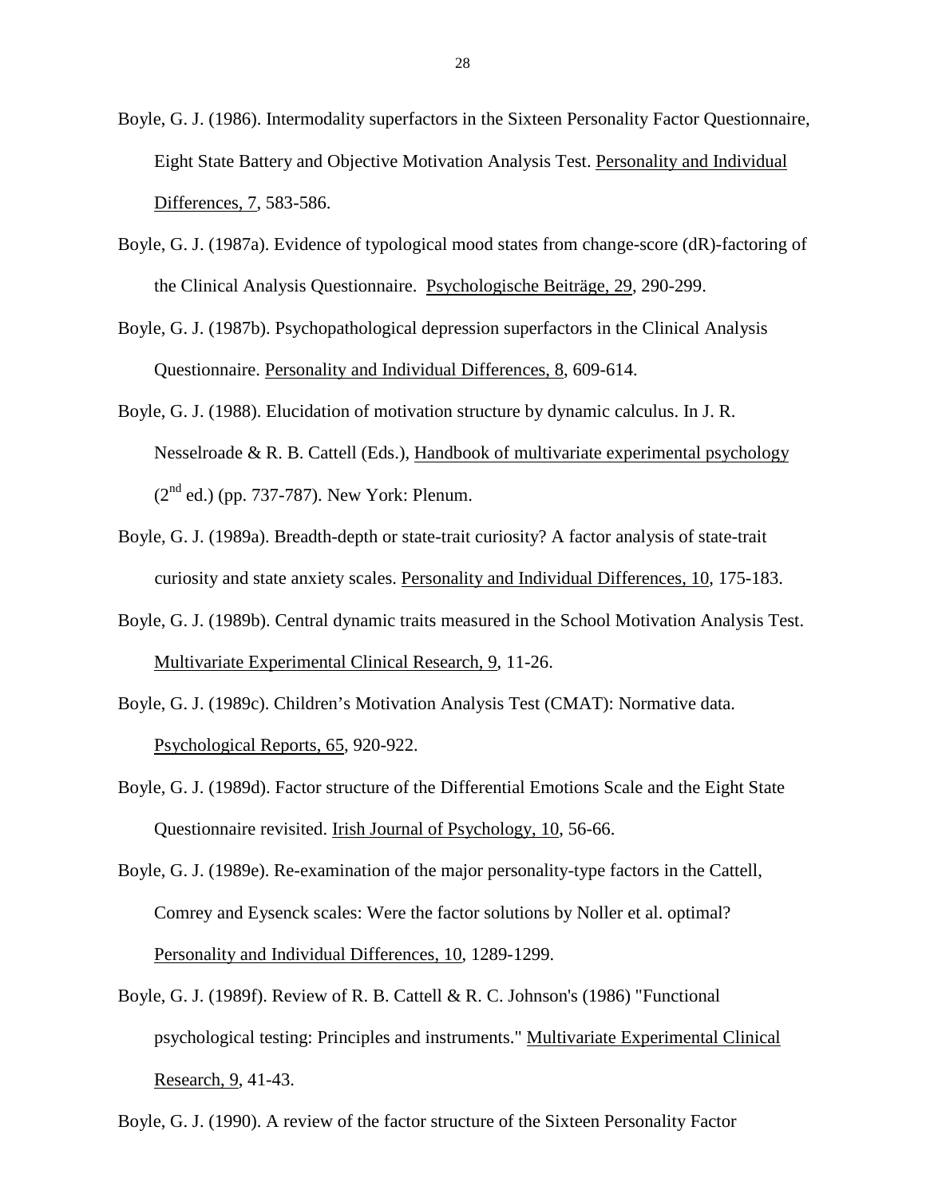Boyle, G. J. (1986). Intermodality superfactors in the Sixteen Personality Factor Questionnaire, Eight State Battery and Objective Motivation Analysis Test. Personality and Individual Differences, 7, 583-586.

Boyle, G. J. (1987a). Evidence of typological mood states from change-score (dR)-factoring of the Clinical Analysis Questionnaire. Psychologische Beiträge, 29, 290-299.

Boyle, G. J. (1987b). Psychopathological depression superfactors in the Clinical Analysis Questionnaire. Personality and Individual Differences, 8, 609-614.

Boyle, G. J. (1988). Elucidation of motivation structure by dynamic calculus. In J. R. Nesselroade & R. B. Cattell (Eds.), Handbook of multivariate experimental psychology (2nd ed.) (pp. 737-787). New York: Plenum.

Boyle, G. J. (1989a). Breadth-depth or state-trait curiosity? A factor analysis of state-trait curiosity and state anxiety scales. Personality and Individual Differences, 10, 175-183.

Boyle, G. J. (1989b). Central dynamic traits measured in the School Motivation Analysis Test. Multivariate Experimental Clinical Research, 9, 11-26.

Boyle, G. J. (1989c). Children's Motivation Analysis Test (CMAT): Normative data. Psychological Reports, 65, 920-922.

Boyle, G. J. (1989d). Factor structure of the Differential Emotions Scale and the Eight State Questionnaire revisited. Irish Journal of Psychology, 10, 56-66.

Boyle, G. J. (1989e). Re-examination of the major personality-type factors in the Cattell, Comrey and Eysenck scales: Were the factor solutions by Noller et al. optimal? Personality and Individual Differences, 10, 1289-1299.

Boyle, G. J. (1989f). Review of R. B. Cattell & R. C. Johnson's (1986) "Functional psychological testing: Principles and instruments." Multivariate Experimental Clinical Research, 9, 41-43.

Boyle, G. J. (1990). A review of the factor structure of the Sixteen Personality Factor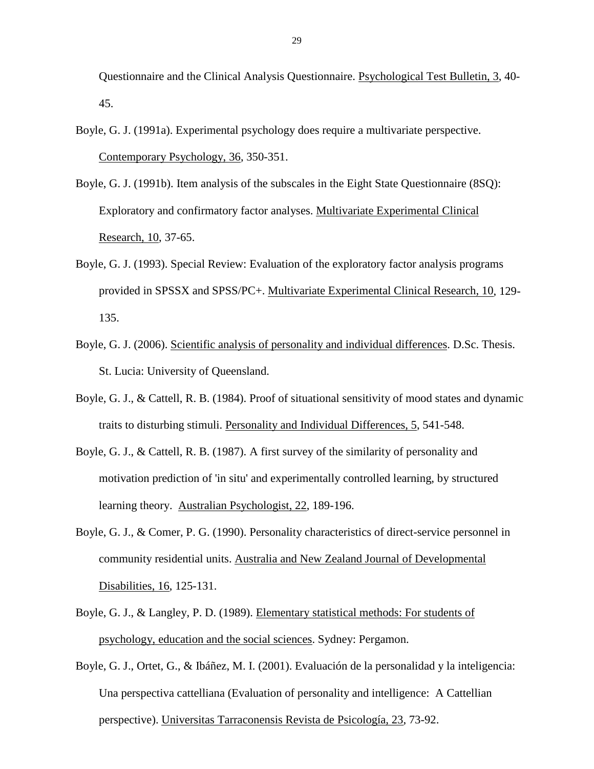Questionnaire and the Clinical Analysis Questionnaire. Psychological Test Bulletin, 3, 40-45.

Boyle, G. J. (1991a). Experimental psychology does require a multivariate perspective. Contemporary Psychology, 36, 350-351.

Boyle, G. J. (1991b). Item analysis of the subscales in the Eight State Questionnaire (8SQ): Exploratory and confirmatory factor analyses. Multivariate Experimental Clinical Research, 10, 37-65.

Boyle, G. J. (1993). Special Review: Evaluation of the exploratory factor analysis programs provided in SPSSX and SPSS/PC+. Multivariate Experimental Clinical Research, 10, 129-135.

Boyle, G. J. (2006). Scientific analysis of personality and individual differences. D.Sc. Thesis. St. Lucia: University of Queensland.

Boyle, G. J., & Cattell, R. B. (1984). Proof of situational sensitivity of mood states and dynamic traits to disturbing stimuli. Personality and Individual Differences, 5, 541-548.

Boyle, G. J., & Cattell, R. B. (1987). A first survey of the similarity of personality and motivation prediction of 'in situ' and experimentally controlled learning, by structured learning theory. Australian Psychologist, 22, 189-196.

Boyle, G. J., & Comer, P. G. (1990). Personality characteristics of direct-service personnel in community residential units. Australia and New Zealand Journal of Developmental Disabilities, 16, 125-131.

Boyle, G. J., & Langley, P. D. (1989). Elementary statistical methods: For students of psychology, education and the social sciences. Sydney: Pergamon.

Boyle, G. J., Ortet, G., & Ibáñez, M. I. (2001). Evaluación de la personalidad y la inteligencia: Una perspectiva cattelliana (Evaluation of personality and intelligence: A Cattellian perspective). Universitas Tarraconensis Revista de Psicología, 23, 73-92.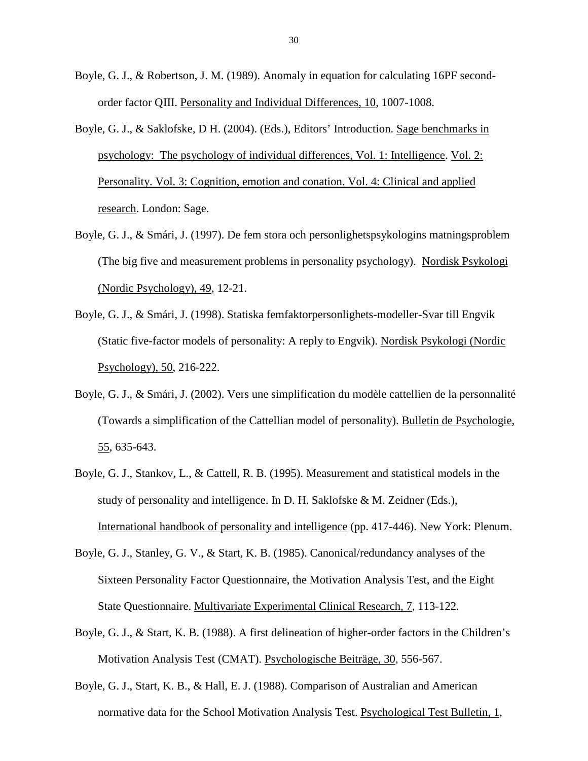Boyle, G. J., & Robertson, J. M. (1989). Anomaly in equation for calculating 16PF second-order factor QIII. Personality and Individual Differences, 10, 1007-1008.

Boyle, G. J., & Saklofske, D H. (2004). (Eds.), Editors' Introduction. Sage benchmarks in psychology: The psychology of individual differences, Vol. 1: Intelligence. Vol. 2: Personality. Vol. 3: Cognition, emotion and conation. Vol. 4: Clinical and applied research. London: Sage.

Boyle, G. J., & Smári, J. (1997). De fem stora och personlighetspsykologins matningsproblem (The big five and measurement problems in personality psychology). Nordisk Psykologi (Nordic Psychology), 49, 12-21.

Boyle, G. J., & Smári, J. (1998). Statiska femfaktorpersonlighets-modeller-Svar till Engvik (Static five-factor models of personality: A reply to Engvik). Nordisk Psykologi (Nordic Psychology), 50, 216-222.

Boyle, G. J., & Smári, J. (2002). Vers une simplification du modèle cattellien de la personnalité (Towards a simplification of the Cattellian model of personality). Bulletin de Psychologie, 55, 635-643.

Boyle, G. J., Stankov, L., & Cattell, R. B. (1995). Measurement and statistical models in the study of personality and intelligence. In D. H. Saklofske & M. Zeidner (Eds.), International handbook of personality and intelligence (pp. 417-446). New York: Plenum.

Boyle, G. J., Stanley, G. V., & Start, K. B. (1985). Canonical/redundancy analyses of the Sixteen Personality Factor Questionnaire, the Motivation Analysis Test, and the Eight State Questionnaire. Multivariate Experimental Clinical Research, 7, 113-122.

Boyle, G. J., & Start, K. B. (1988). A first delineation of higher-order factors in the Children's Motivation Analysis Test (CMAT). Psychologische Beiträge, 30, 556-567.

Boyle, G. J., Start, K. B., & Hall, E. J. (1988). Comparison of Australian and American normative data for the School Motivation Analysis Test. Psychological Test Bulletin, 1,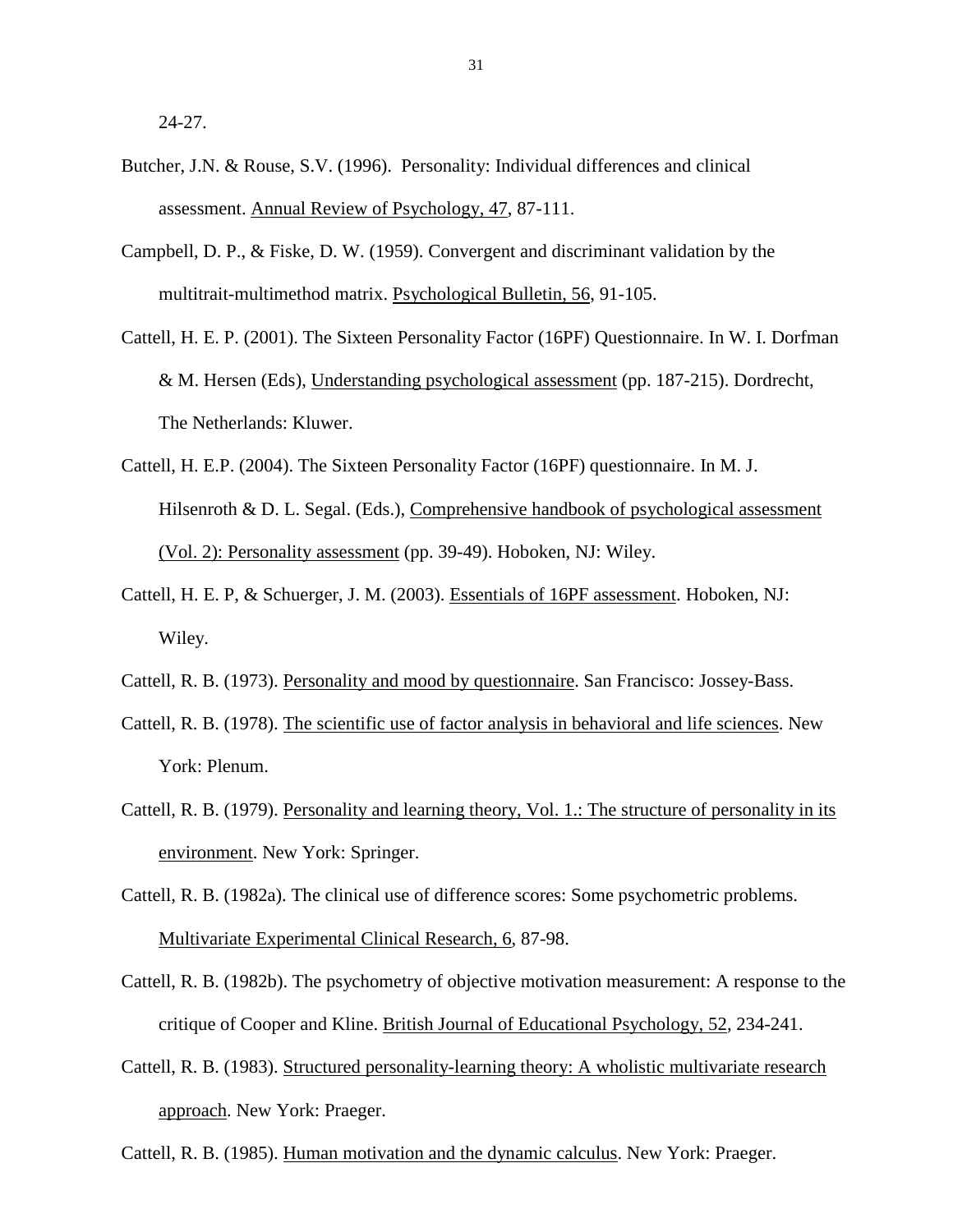24-27.

Butcher, J.N. & Rouse, S.V. (1996). Personality: Individual differences and clinical assessment. Annual Review of Psychology, 47, 87-111.

Campbell, D. P., & Fiske, D. W. (1959). Convergent and discriminant validation by the multitrait-multimethod matrix. Psychological Bulletin, 56, 91-105.

Cattell, H. E. P. (2001). The Sixteen Personality Factor (16PF) Questionnaire. In W. I. Dorfman & M. Hersen (Eds), Understanding psychological assessment (pp. 187-215). Dordrecht, The Netherlands: Kluwer.

Cattell, H. E.P. (2004). The Sixteen Personality Factor (16PF) questionnaire. In M. J. Hilsenroth & D. L. Segal. (Eds.), Comprehensive handbook of psychological assessment (Vol. 2): Personality assessment (pp. 39-49). Hoboken, NJ: Wiley.

Cattell, H. E. P, & Schuerger, J. M. (2003). Essentials of 16PF assessment. Hoboken, NJ: Wiley.

Cattell, R. B. (1973). Personality and mood by questionnaire. San Francisco: Jossey-Bass.

Cattell, R. B. (1978). The scientific use of factor analysis in behavioral and life sciences. New York: Plenum.

Cattell, R. B. (1979). Personality and learning theory, Vol. 1.: The structure of personality in its environment. New York: Springer.

Cattell, R. B. (1982a). The clinical use of difference scores: Some psychometric problems. Multivariate Experimental Clinical Research, 6, 87-98.

Cattell, R. B. (1982b). The psychometry of objective motivation measurement: A response to the critique of Cooper and Kline. British Journal of Educational Psychology, 52, 234-241.

Cattell, R. B. (1983). Structured personality-learning theory: A wholistic multivariate research approach. New York: Praeger.

Cattell, R. B. (1985). Human motivation and the dynamic calculus. New York: Praeger.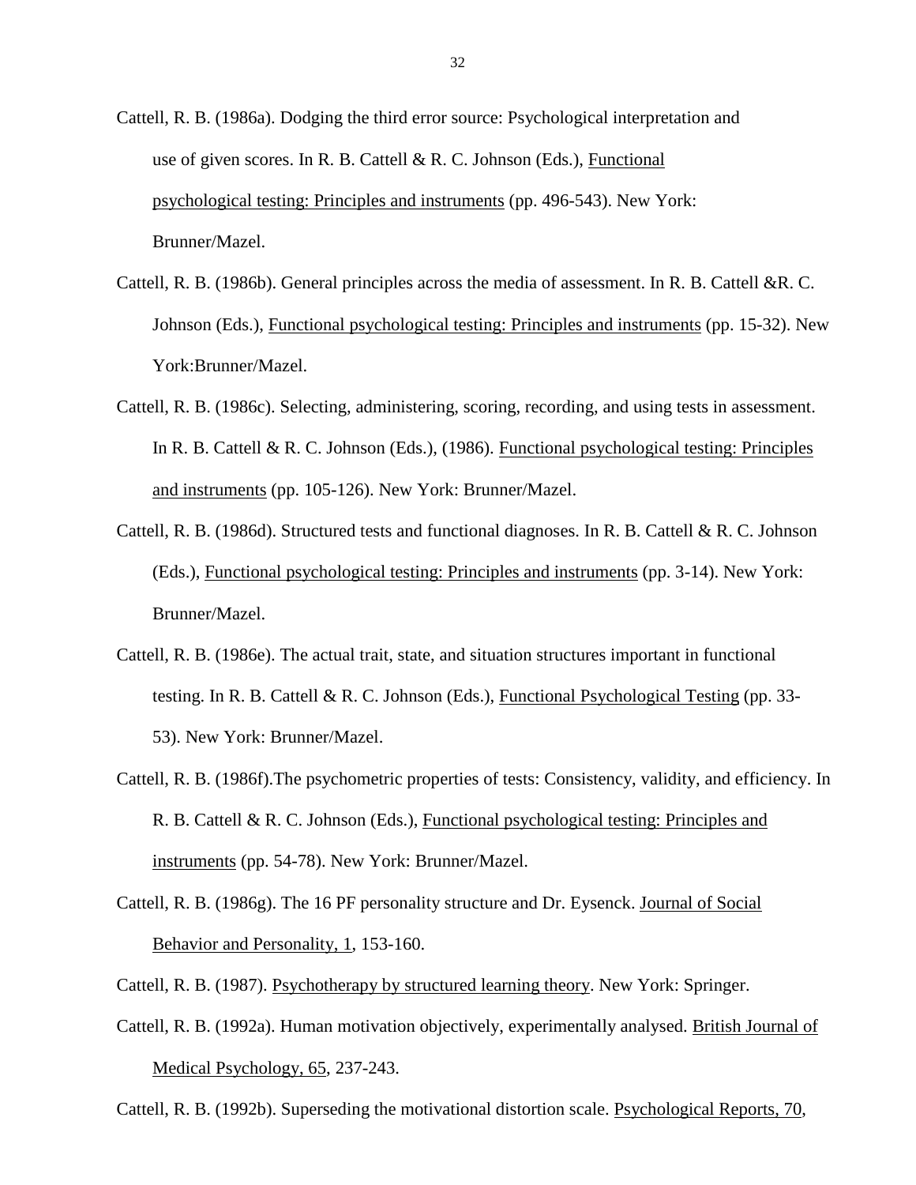Cattell, R. B. (1986a). Dodging the third error source: Psychological interpretation and use of given scores. In R. B. Cattell & R. C. Johnson (Eds.), Functional psychological testing: Principles and instruments (pp. 496-543). New York: Brunner/Mazel.

Cattell, R. B. (1986b). General principles across the media of assessment. In R. B. Cattell &R. C. Johnson (Eds.), Functional psychological testing: Principles and instruments (pp. 15-32). New York:Brunner/Mazel.

Cattell, R. B. (1986c). Selecting, administering, scoring, recording, and using tests in assessment. In R. B. Cattell & R. C. Johnson (Eds.), (1986). Functional psychological testing: Principles and instruments (pp. 105-126). New York: Brunner/Mazel.

Cattell, R. B. (1986d). Structured tests and functional diagnoses. In R. B. Cattell & R. C. Johnson (Eds.), Functional psychological testing: Principles and instruments (pp. 3-14). New York: Brunner/Mazel.

Cattell, R. B. (1986e). The actual trait, state, and situation structures important in functional testing. In R. B. Cattell & R. C. Johnson (Eds.), Functional Psychological Testing (pp. 33-53). New York: Brunner/Mazel.

Cattell, R. B. (1986f).The psychometric properties of tests: Consistency, validity, and efficiency. In R. B. Cattell & R. C. Johnson (Eds.), Functional psychological testing: Principles and instruments (pp. 54-78). New York: Brunner/Mazel.

Cattell, R. B. (1986g). The 16 PF personality structure and Dr. Eysenck. Journal of Social Behavior and Personality, 1, 153-160.

Cattell, R. B. (1987). Psychotherapy by structured learning theory. New York: Springer.

Cattell, R. B. (1992a). Human motivation objectively, experimentally analysed. British Journal of Medical Psychology, 65, 237-243.

Cattell, R. B. (1992b). Superseding the motivational distortion scale. Psychological Reports, 70,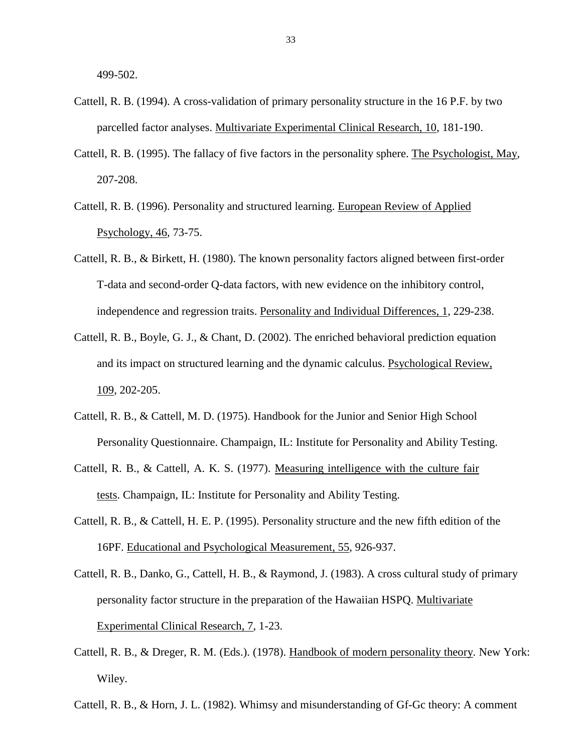499-502.

Cattell, R. B. (1994). A cross-validation of primary personality structure in the 16 P.F. by two parcelled factor analyses. Multivariate Experimental Clinical Research, 10, 181-190.

Cattell, R. B. (1995). The fallacy of five factors in the personality sphere. The Psychologist, May, 207-208.

Cattell, R. B. (1996). Personality and structured learning. European Review of Applied Psychology, 46, 73-75.

Cattell, R. B., & Birkett, H. (1980). The known personality factors aligned between first-order T-data and second-order Q-data factors, with new evidence on the inhibitory control, independence and regression traits. Personality and Individual Differences, 1, 229-238.

Cattell, R. B., Boyle, G. J., & Chant, D. (2002). The enriched behavioral prediction equation and its impact on structured learning and the dynamic calculus. Psychological Review, 109, 202-205.

Cattell, R. B., & Cattell, M. D. (1975). Handbook for the Junior and Senior High School Personality Questionnaire. Champaign, IL: Institute for Personality and Ability Testing.

Cattell, R. B., & Cattell, A. K. S. (1977). Measuring intelligence with the culture fair tests. Champaign, IL: Institute for Personality and Ability Testing.

Cattell, R. B., & Cattell, H. E. P. (1995). Personality structure and the new fifth edition of the 16PF. Educational and Psychological Measurement, 55, 926-937.

Cattell, R. B., Danko, G., Cattell, H. B., & Raymond, J. (1983). A cross cultural study of primary personality factor structure in the preparation of the Hawaiian HSPQ. Multivariate Experimental Clinical Research, 7, 1-23.

Cattell, R. B., & Dreger, R. M. (Eds.). (1978). Handbook of modern personality theory. New York: Wiley.

Cattell, R. B., & Horn, J. L. (1982). Whimsy and misunderstanding of Gf-Gc theory: A comment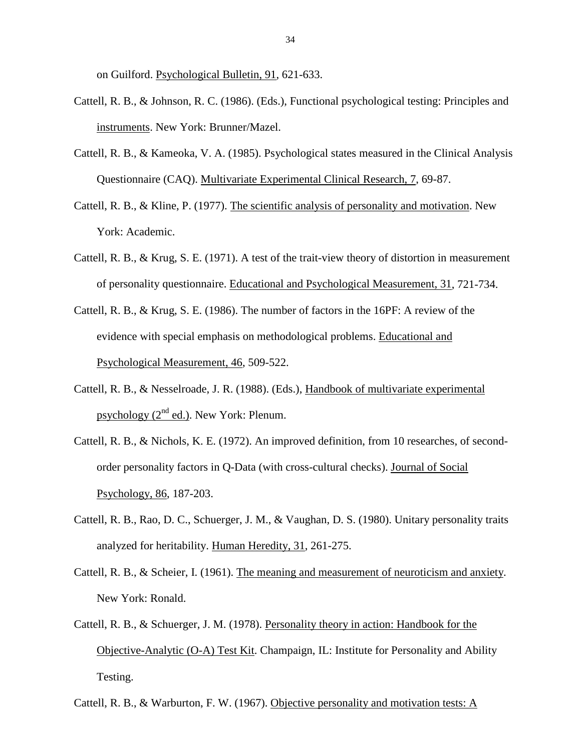on Guilford. Psychological Bulletin, 91, 621-633.

Cattell, R. B., & Johnson, R. C. (1986). (Eds.), Functional psychological testing: Principles and instruments. New York: Brunner/Mazel.

Cattell, R. B., & Kameoka, V. A. (1985). Psychological states measured in the Clinical Analysis Questionnaire (CAQ). Multivariate Experimental Clinical Research, 7, 69-87.

Cattell, R. B., & Kline, P. (1977). The scientific analysis of personality and motivation. New York: Academic.

Cattell, R. B., & Krug, S. E. (1971). A test of the trait-view theory of distortion in measurement of personality questionnaire. Educational and Psychological Measurement, 31, 721-734.

Cattell, R. B., & Krug, S. E. (1986). The number of factors in the 16PF: A review of the evidence with special emphasis on methodological problems. Educational and Psychological Measurement, 46, 509-522.

Cattell, R. B., & Nesselroade, J. R. (1988). (Eds.), Handbook of multivariate experimental psychology (2nd ed.). New York: Plenum.

Cattell, R. B., & Nichols, K. E. (1972). An improved definition, from 10 researches, of second-order personality factors in Q-Data (with cross-cultural checks). Journal of Social Psychology, 86, 187-203.

Cattell, R. B., Rao, D. C., Schuerger, J. M., & Vaughan, D. S. (1980). Unitary personality traits analyzed for heritability. Human Heredity, 31, 261-275.

Cattell, R. B., & Scheier, I. (1961). The meaning and measurement of neuroticism and anxiety. New York: Ronald.

Cattell, R. B., & Schuerger, J. M. (1978). Personality theory in action: Handbook for the Objective-Analytic (O-A) Test Kit. Champaign, IL: Institute for Personality and Ability Testing.

Cattell, R. B., & Warburton, F. W. (1967). Objective personality and motivation tests: A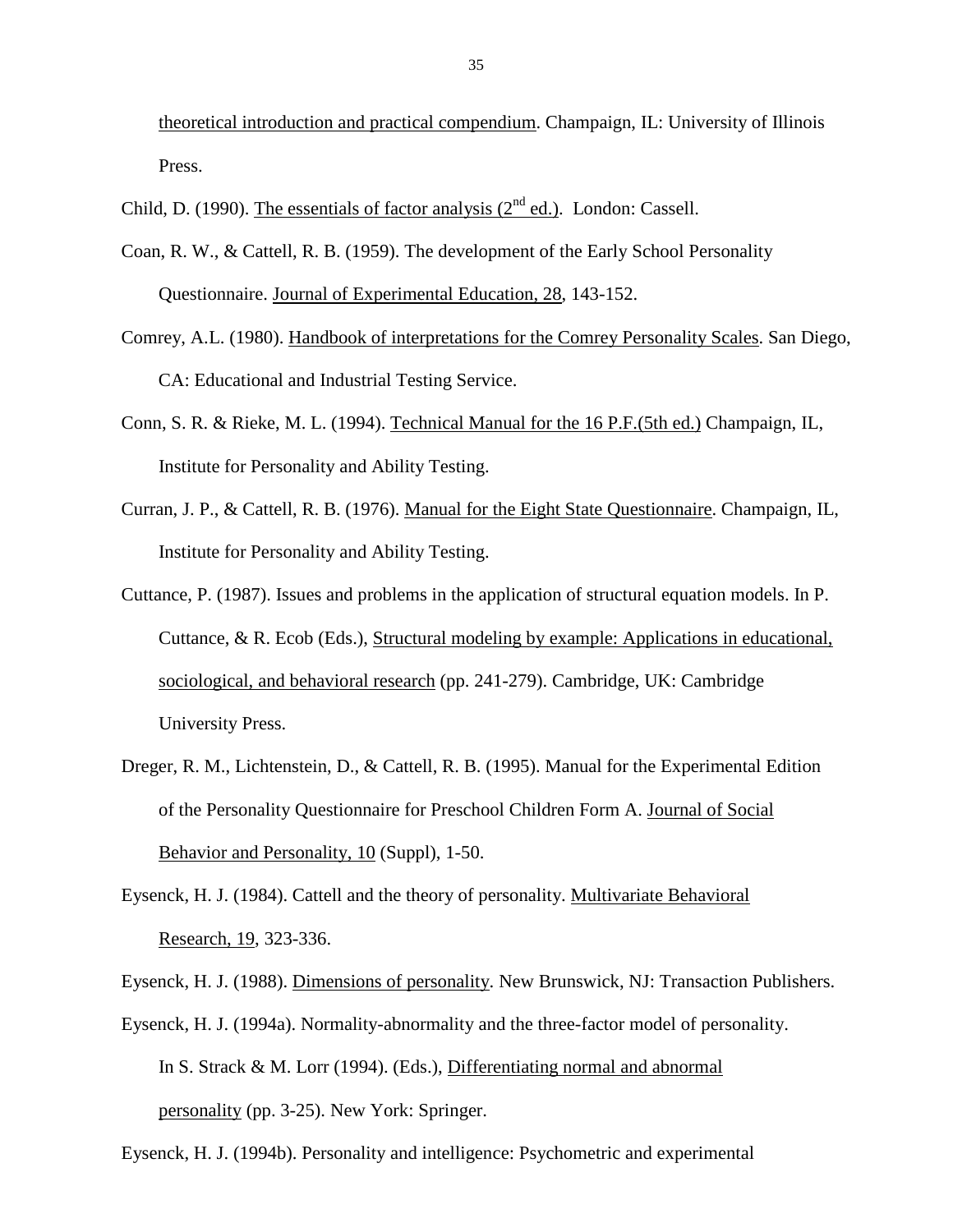theoretical introduction and practical compendium. Champaign, IL: University of Illinois Press.

Child, D. (1990). The essentials of factor analysis (2nd ed.). London: Cassell.

Coan, R. W., & Cattell, R. B. (1959). The development of the Early School Personality Questionnaire. Journal of Experimental Education, 28, 143-152.

Comrey, A.L. (1980). Handbook of interpretations for the Comrey Personality Scales. San Diego, CA: Educational and Industrial Testing Service.

Conn, S. R. & Rieke, M. L. (1994). Technical Manual for the 16 P.F.(5th ed.) Champaign, IL, Institute for Personality and Ability Testing.

Curran, J. P., & Cattell, R. B. (1976). Manual for the Eight State Questionnaire. Champaign, IL, Institute for Personality and Ability Testing.

Cuttance, P. (1987). Issues and problems in the application of structural equation models. In P. Cuttance, & R. Ecob (Eds.), Structural modeling by example: Applications in educational, sociological, and behavioral research (pp. 241-279). Cambridge, UK: Cambridge University Press.

Dreger, R. M., Lichtenstein, D., & Cattell, R. B. (1995). Manual for the Experimental Edition of the Personality Questionnaire for Preschool Children Form A. Journal of Social Behavior and Personality, 10 (Suppl), 1-50.

Eysenck, H. J. (1984). Cattell and the theory of personality. Multivariate Behavioral Research, 19, 323-336.

Eysenck, H. J. (1988). Dimensions of personality. New Brunswick, NJ: Transaction Publishers.

Eysenck, H. J. (1994a). Normality-abnormality and the three-factor model of personality. In S. Strack & M. Lorr (1994). (Eds.), Differentiating normal and abnormal personality (pp. 3-25). New York: Springer.

Eysenck, H. J. (1994b). Personality and intelligence: Psychometric and experimental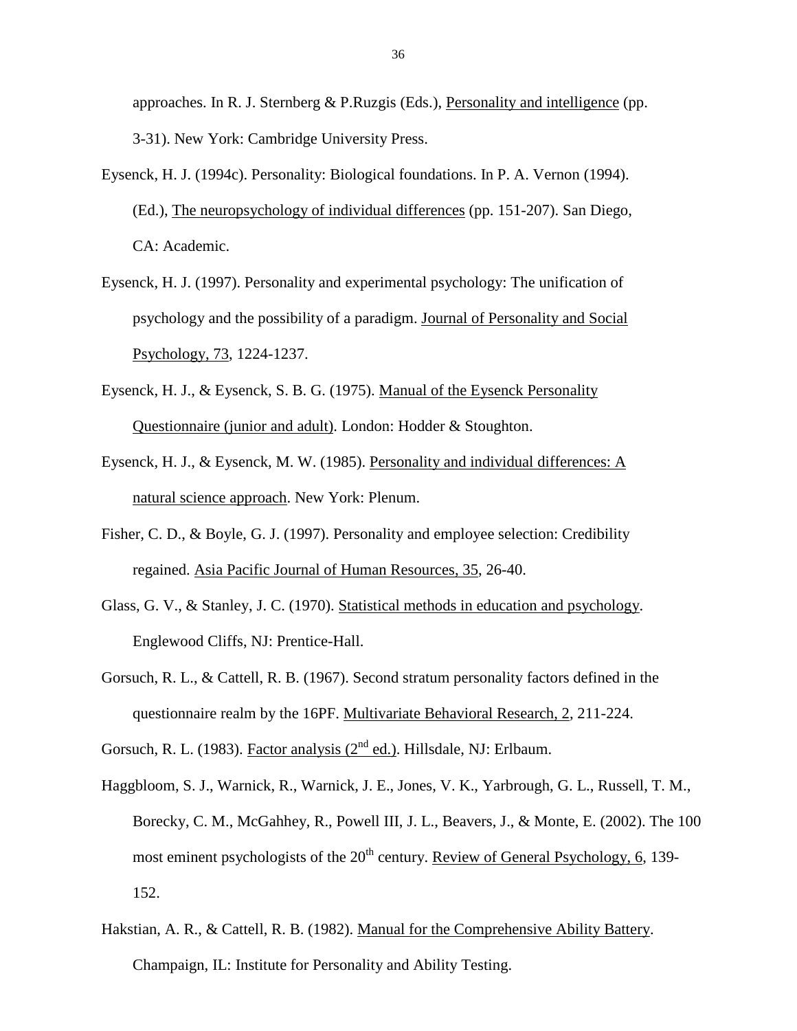approaches. In R. J. Sternberg & P.Ruzgis (Eds.), Personality and intelligence (pp. 3-31). New York: Cambridge University Press.

Eysenck, H. J. (1994c). Personality: Biological foundations. In P. A. Vernon (1994). (Ed.), The neuropsychology of individual differences (pp. 151-207). San Diego, CA: Academic.

Eysenck, H. J. (1997). Personality and experimental psychology: The unification of psychology and the possibility of a paradigm. Journal of Personality and Social Psychology, 73, 1224-1237.

Eysenck, H. J., & Eysenck, S. B. G. (1975). Manual of the Eysenck Personality Questionnaire (junior and adult). London: Hodder & Stoughton.

Eysenck, H. J., & Eysenck, M. W. (1985). Personality and individual differences: A natural science approach. New York: Plenum.

Fisher, C. D., & Boyle, G. J. (1997). Personality and employee selection: Credibility regained. Asia Pacific Journal of Human Resources, 35, 26-40.

Glass, G. V., & Stanley, J. C. (1970). Statistical methods in education and psychology. Englewood Cliffs, NJ: Prentice-Hall.

Gorsuch, R. L., & Cattell, R. B. (1967). Second stratum personality factors defined in the questionnaire realm by the 16PF. Multivariate Behavioral Research, 2, 211-224.

Gorsuch, R. L. (1983). Factor analysis (2nd ed.). Hillsdale, NJ: Erlbaum.

Haggbloom, S. J., Warnick, R., Warnick, J. E., Jones, V. K., Yarbrough, G. L., Russell, T. M., Borecky, C. M., McGahhey, R., Powell III, J. L., Beavers, J., & Monte, E. (2002). The 100 most eminent psychologists of the 20th century. Review of General Psychology, 6, 139-152.

Hakstian, A. R., & Cattell, R. B. (1982). Manual for the Comprehensive Ability Battery. Champaign, IL: Institute for Personality and Ability Testing.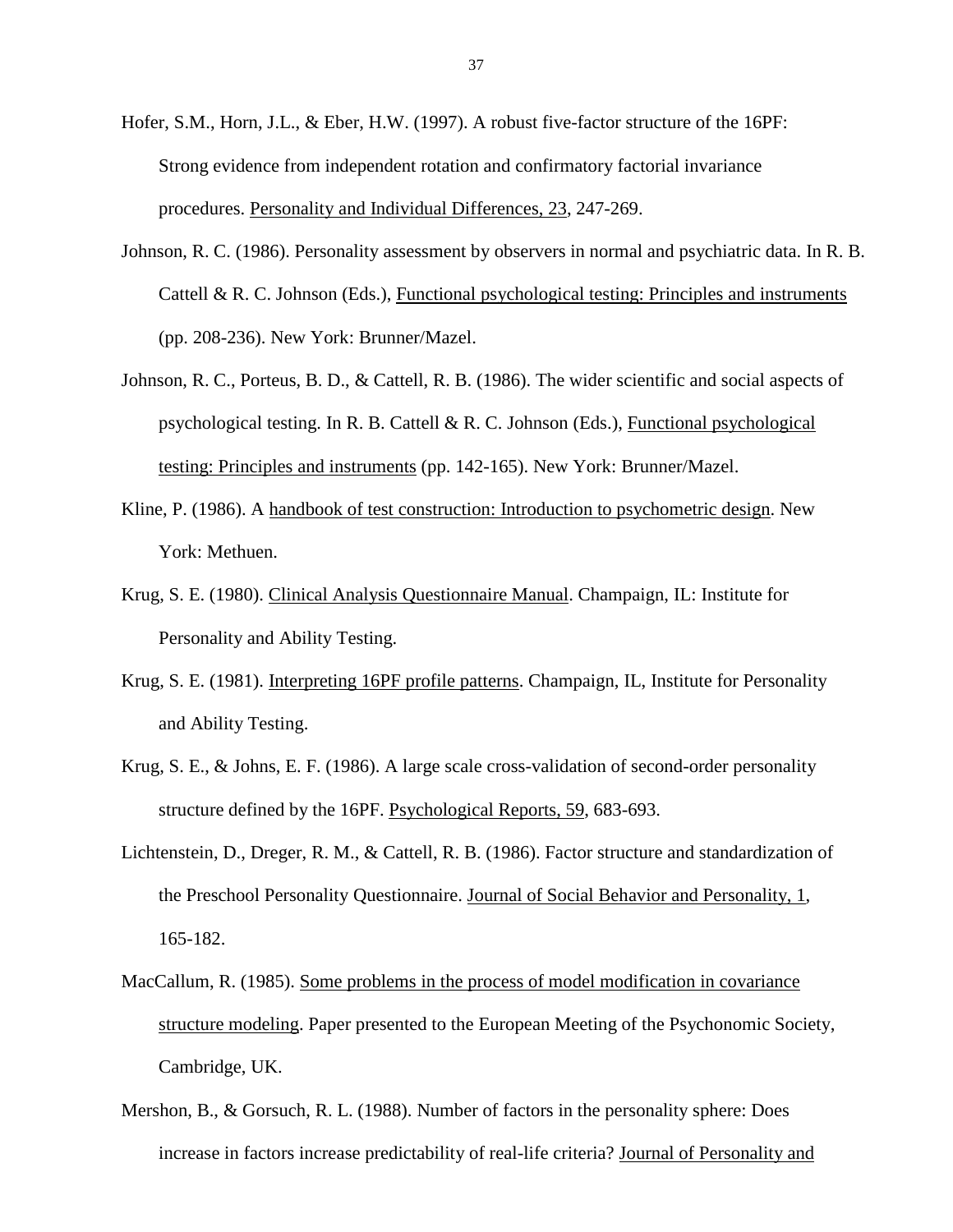Hofer, S.M., Horn, J.L., & Eber, H.W. (1997). A robust five-factor structure of the 16PF: Strong evidence from independent rotation and confirmatory factorial invariance procedures. Personality and Individual Differences, 23, 247-269.

Johnson, R. C. (1986). Personality assessment by observers in normal and psychiatric data. In R. B. Cattell & R. C. Johnson (Eds.), Functional psychological testing: Principles and instruments (pp. 208-236). New York: Brunner/Mazel.

Johnson, R. C., Porteus, B. D., & Cattell, R. B. (1986). The wider scientific and social aspects of psychological testing. In R. B. Cattell & R. C. Johnson (Eds.), Functional psychological testing: Principles and instruments (pp. 142-165). New York: Brunner/Mazel.

Kline, P. (1986). A handbook of test construction: Introduction to psychometric design. New York: Methuen.

Krug, S. E. (1980). Clinical Analysis Questionnaire Manual. Champaign, IL: Institute for Personality and Ability Testing.

Krug, S. E. (1981). Interpreting 16PF profile patterns. Champaign, IL, Institute for Personality and Ability Testing.

Krug, S. E., & Johns, E. F. (1986). A large scale cross-validation of second-order personality structure defined by the 16PF. Psychological Reports, 59, 683-693.

Lichtenstein, D., Dreger, R. M., & Cattell, R. B. (1986). Factor structure and standardization of the Preschool Personality Questionnaire. Journal of Social Behavior and Personality, 1, 165-182.

MacCallum, R. (1985). Some problems in the process of model modification in covariance structure modeling. Paper presented to the European Meeting of the Psychonomic Society, Cambridge, UK.

Mershon, B., & Gorsuch, R. L. (1988). Number of factors in the personality sphere: Does increase in factors increase predictability of real-life criteria? Journal of Personality and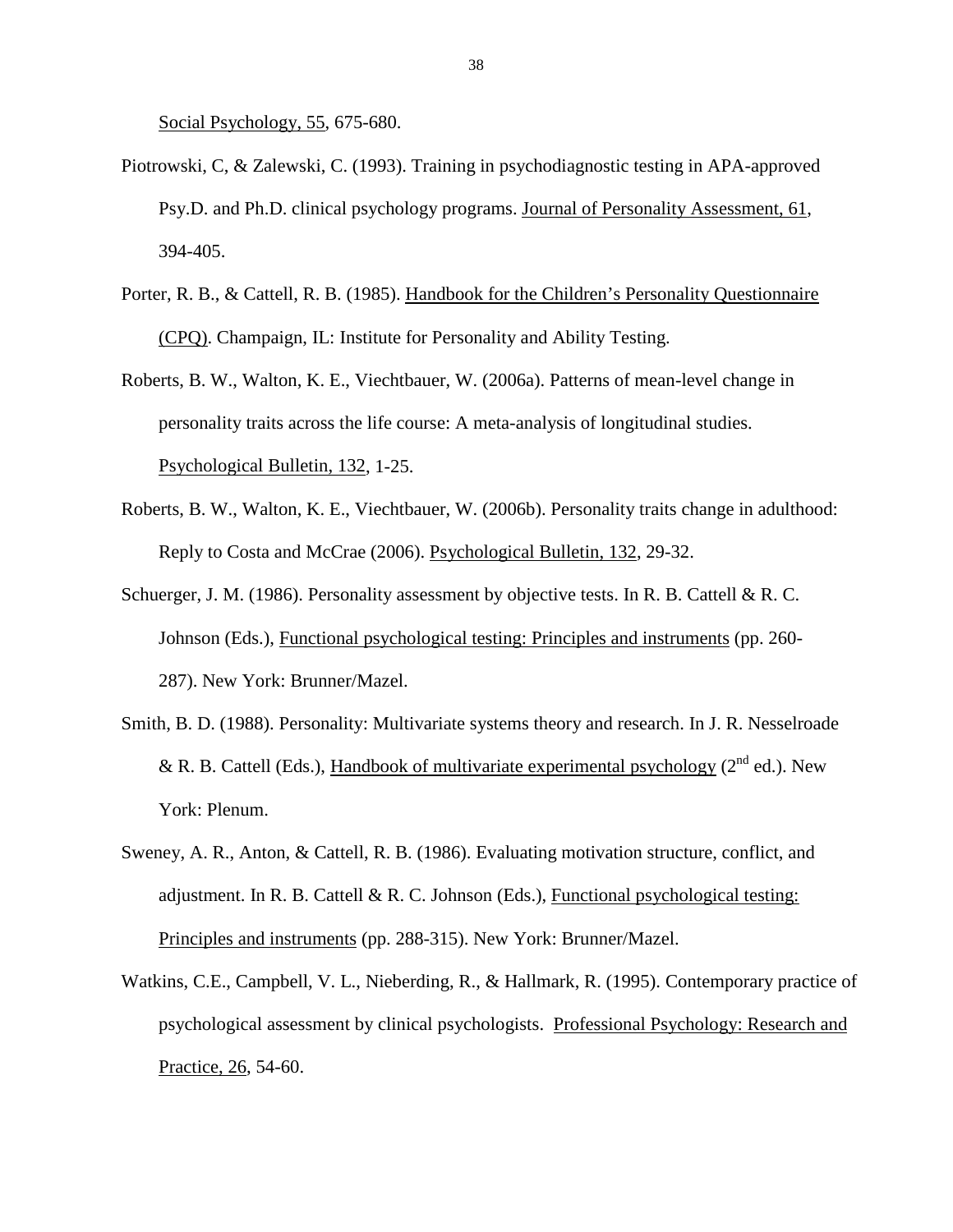Social Psychology, 55, 675-680.

Piotrowski, C, & Zalewski, C. (1993). Training in psychodiagnostic testing in APA-approved Psy.D. and Ph.D. clinical psychology programs. Journal of Personality Assessment, 61, 394-405.

Porter, R. B., & Cattell, R. B. (1985). Handbook for the Children's Personality Questionnaire (CPQ). Champaign, IL: Institute for Personality and Ability Testing.

Roberts, B. W., Walton, K. E., Viechtbauer, W. (2006a). Patterns of mean-level change in personality traits across the life course: A meta-analysis of longitudinal studies. Psychological Bulletin, 132, 1-25.

Roberts, B. W., Walton, K. E., Viechtbauer, W. (2006b). Personality traits change in adulthood: Reply to Costa and McCrae (2006). Psychological Bulletin, 132, 29-32.

Schuerger, J. M. (1986). Personality assessment by objective tests. In R. B. Cattell & R. C. Johnson (Eds.), Functional psychological testing: Principles and instruments (pp. 260-287). New York: Brunner/Mazel.

Smith, B. D. (1988). Personality: Multivariate systems theory and research. In J. R. Nesselroade & R. B. Cattell (Eds.), Handbook of multivariate experimental psychology (2nd ed.). New York: Plenum.

Sweney, A. R., Anton, & Cattell, R. B. (1986). Evaluating motivation structure, conflict, and adjustment. In R. B. Cattell & R. C. Johnson (Eds.), Functional psychological testing: Principles and instruments (pp. 288-315). New York: Brunner/Mazel.

Watkins, C.E., Campbell, V. L., Nieberding, R., & Hallmark, R. (1995). Contemporary practice of psychological assessment by clinical psychologists. Professional Psychology: Research and Practice, 26, 54-60.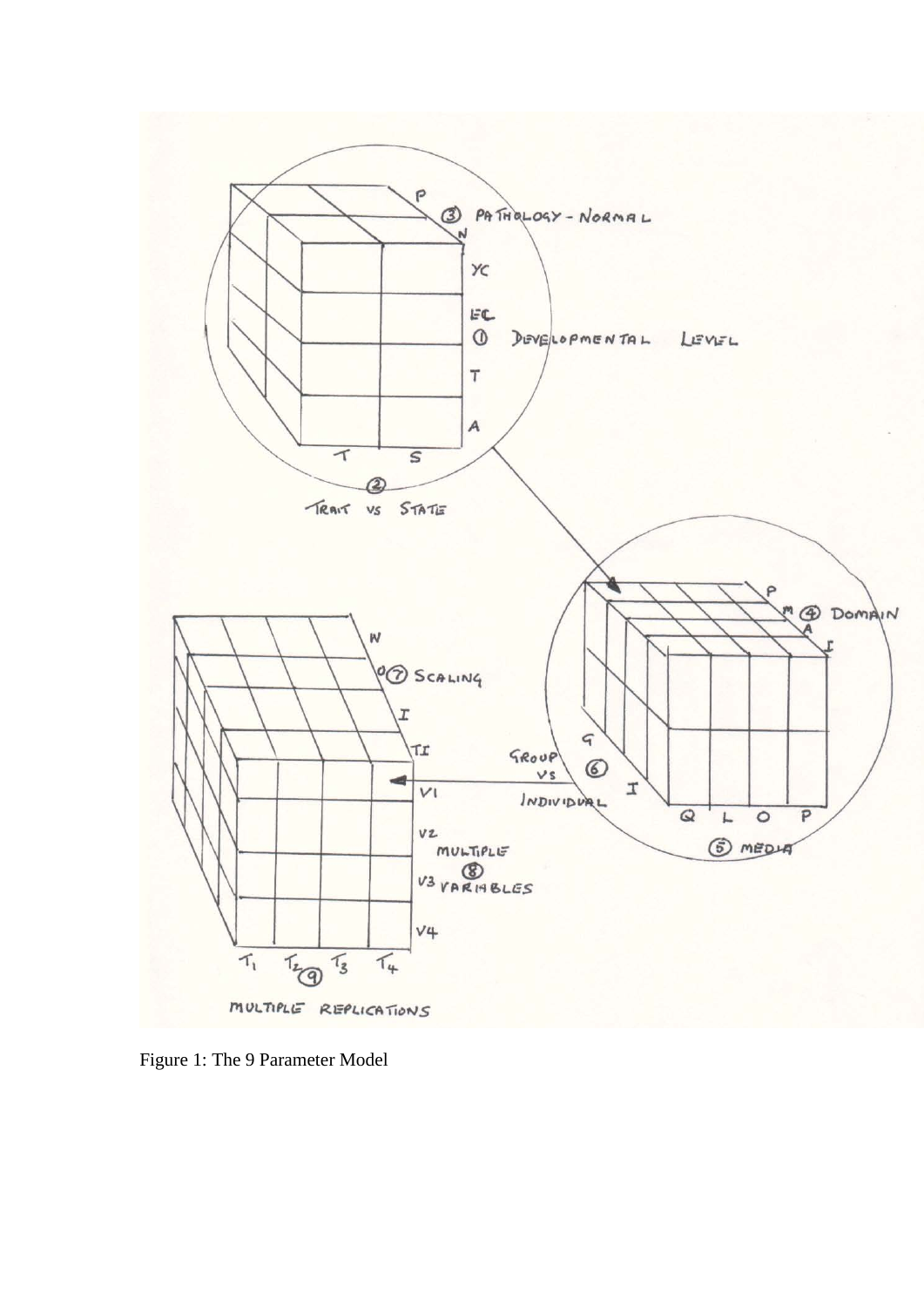P

③ PATHOLOGY - NORMAL

N

YC

EC

① DEVELOPMENTAL LEVEL

T

A

T S

② TRAIT VS STATE

P

M ④ DOMAIN

A

I

G

GROUP VS INDIVIDUAL ⑥

I

Q L O P

⑤ MEDIA

N

O ⑦ SCALING

I

TI

V1

V2

MULTIPLE ⑧ VARIABLES

V3

V4

$T_1$ $T_2$ ⑨ $T_3$ $T_4$

MULTIPLE REPLICATIONS

Figure 1: The 9 Parameter Model